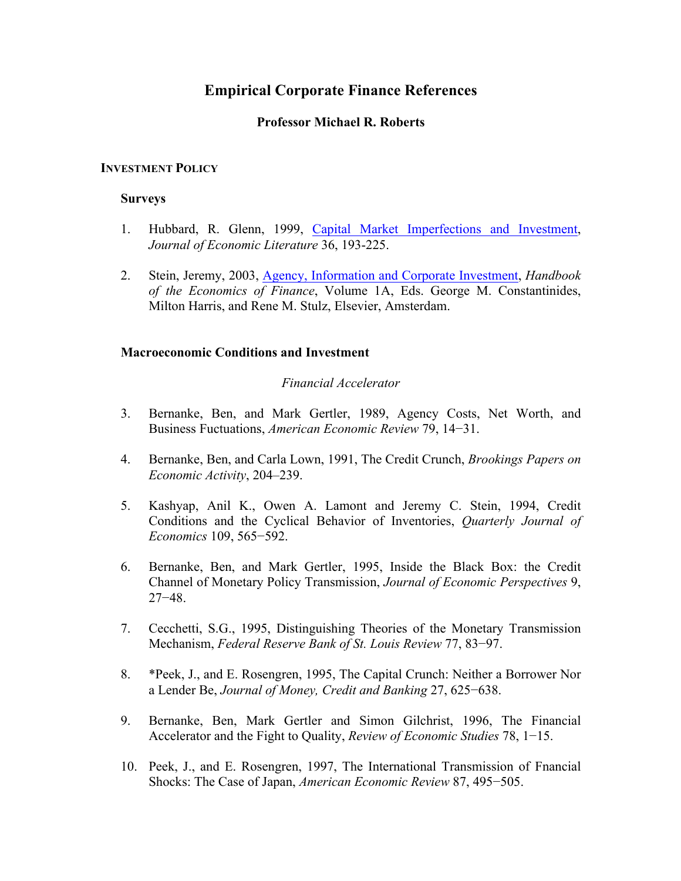# Empirical Corporate Finance References

**Professor Michael R. Roberts**

## INVESTMENT POLICY

### Surveys

1. Hubbard, R. Glenn, 1999, Capital Market Imperfections and Investment, *Journal of Economic Literature* 36, 193-225.

2. Stein, Jeremy, 2003, Agency, Information and Corporate Investment, *Handbook of the Economics of Finance*, Volume 1A, Eds. George M. Constantinides, Milton Harris, and Rene M. Stulz, Elsevier, Amsterdam.

### Macroeconomic Conditions and Investment

*Financial Accelerator*

3. Bernanke, Ben, and Mark Gertler, 1989, Agency Costs, Net Worth, and Business Fuctuations, *American Economic Review* 79, 14−31.

4. Bernanke, Ben, and Carla Lown, 1991, The Credit Crunch, *Brookings Papers on Economic Activity*, 204–239.

5. Kashyap, Anil K., Owen A. Lamont and Jeremy C. Stein, 1994, Credit Conditions and the Cyclical Behavior of Inventories, *Quarterly Journal of Economics* 109, 565−592.

6. Bernanke, Ben, and Mark Gertler, 1995, Inside the Black Box: the Credit Channel of Monetary Policy Transmission, *Journal of Economic Perspectives* 9, 27−48.

7. Cecchetti, S.G., 1995, Distinguishing Theories of the Monetary Transmission Mechanism, *Federal Reserve Bank of St. Louis Review* 77, 83−97.

8. *Peek, J., and E. Rosengren, 1995, The Capital Crunch: Neither a Borrower Nor a Lender Be, *Journal of Money, Credit and Banking* 27, 625−638.

9. Bernanke, Ben, Mark Gertler and Simon Gilchrist, 1996, The Financial Accelerator and the Fight to Quality, *Review of Economic Studies* 78, 1−15.

10. Peek, J., and E. Rosengren, 1997, The International Transmission of Fnancial Shocks: The Case of Japan, *American Economic Review* 87, 495−505.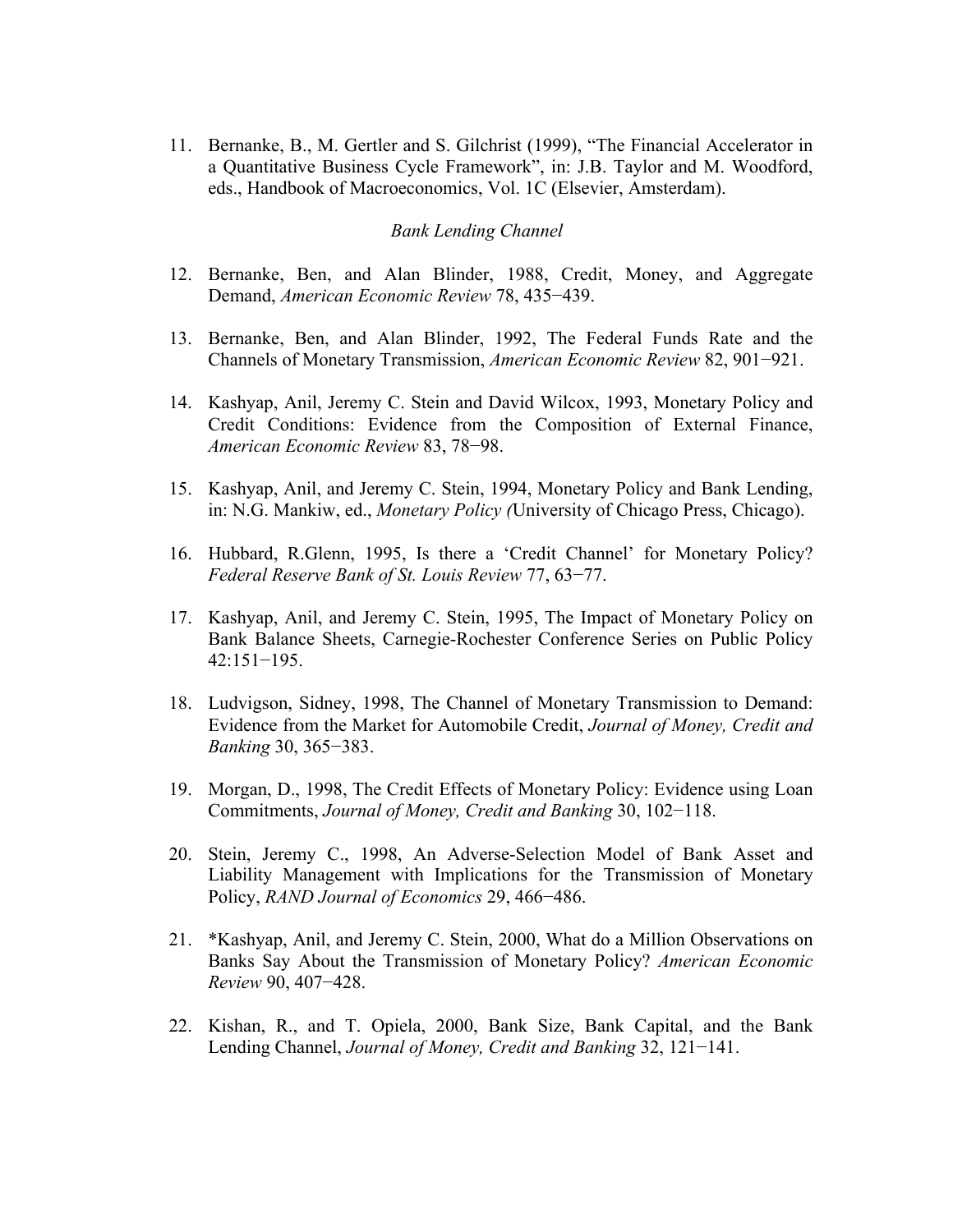11. Bernanke, B., M. Gertler and S. Gilchrist (1999), "The Financial Accelerator in a Quantitative Business Cycle Framework", in: J.B. Taylor and M. Woodford, eds., Handbook of Macroeconomics, Vol. 1C (Elsevier, Amsterdam).

*Bank Lending Channel*

12. Bernanke, Ben, and Alan Blinder, 1988, Credit, Money, and Aggregate Demand, *American Economic Review* 78, 435−439.

13. Bernanke, Ben, and Alan Blinder, 1992, The Federal Funds Rate and the Channels of Monetary Transmission, *American Economic Review* 82, 901−921.

14. Kashyap, Anil, Jeremy C. Stein and David Wilcox, 1993, Monetary Policy and Credit Conditions: Evidence from the Composition of External Finance, *American Economic Review* 83, 78−98.

15. Kashyap, Anil, and Jeremy C. Stein, 1994, Monetary Policy and Bank Lending, in: N.G. Mankiw, ed., *Monetary Policy (*University of Chicago Press, Chicago).

16. Hubbard, R.Glenn, 1995, Is there a 'Credit Channel' for Monetary Policy? *Federal Reserve Bank of St. Louis Review* 77, 63−77.

17. Kashyap, Anil, and Jeremy C. Stein, 1995, The Impact of Monetary Policy on Bank Balance Sheets, Carnegie-Rochester Conference Series on Public Policy 42:151−195.

18. Ludvigson, Sidney, 1998, The Channel of Monetary Transmission to Demand: Evidence from the Market for Automobile Credit, *Journal of Money, Credit and Banking* 30, 365−383.

19. Morgan, D., 1998, The Credit Effects of Monetary Policy: Evidence using Loan Commitments, *Journal of Money, Credit and Banking* 30, 102−118.

20. Stein, Jeremy C., 1998, An Adverse-Selection Model of Bank Asset and Liability Management with Implications for the Transmission of Monetary Policy, *RAND Journal of Economics* 29, 466−486.

21. *Kashyap, Anil, and Jeremy C. Stein, 2000, What do a Million Observations on Banks Say About the Transmission of Monetary Policy? *American Economic Review* 90, 407−428.

22. Kishan, R., and T. Opiela, 2000, Bank Size, Bank Capital, and the Bank Lending Channel, *Journal of Money, Credit and Banking* 32, 121−141.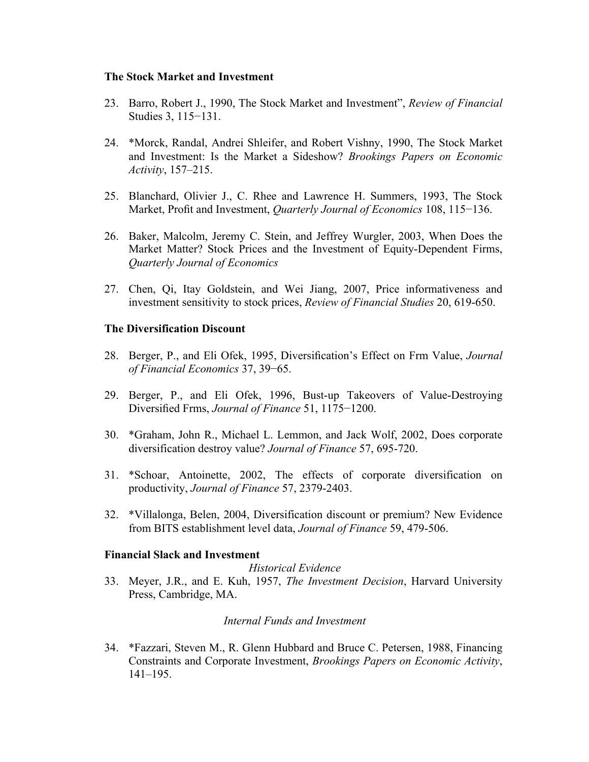**The Stock Market and Investment**

23. Barro, Robert J., 1990, The Stock Market and Investment", *Review of Financial* Studies 3, 115−131.

24. *Morck, Randal, Andrei Shleifer, and Robert Vishny, 1990, The Stock Market and Investment: Is the Market a Sideshow? *Brookings Papers on Economic Activity*, 157–215.

25. Blanchard, Olivier J., C. Rhee and Lawrence H. Summers, 1993, The Stock Market, Profit and Investment, *Quarterly Journal of Economics* 108, 115−136.

26. Baker, Malcolm, Jeremy C. Stein, and Jeffrey Wurgler, 2003, When Does the Market Matter? Stock Prices and the Investment of Equity-Dependent Firms, *Quarterly Journal of Economics*

27. Chen, Qi, Itay Goldstein, and Wei Jiang, 2007, Price informativeness and investment sensitivity to stock prices, *Review of Financial Studies* 20, 619-650.

**The Diversification Discount**

28. Berger, P., and Eli Ofek, 1995, Diversification's Effect on Frm Value, *Journal of Financial Economics* 37, 39−65.

29. Berger, P., and Eli Ofek, 1996, Bust-up Takeovers of Value-Destroying Diversified Frms, *Journal of Finance* 51, 1175−1200.

30. *Graham, John R., Michael L. Lemmon, and Jack Wolf, 2002, Does corporate diversification destroy value? *Journal of Finance* 57, 695-720.

31. *Schoar, Antoinette, 2002, The effects of corporate diversification on productivity, *Journal of Finance* 57, 2379-2403.

32. *Villalonga, Belen, 2004, Diversification discount or premium? New Evidence from BITS establishment level data, *Journal of Finance* 59, 479-506.

**Financial Slack and Investment**

*Historical Evidence*

33. Meyer, J.R., and E. Kuh, 1957, *The Investment Decision*, Harvard University Press, Cambridge, MA.

*Internal Funds and Investment*

34. *Fazzari, Steven M., R. Glenn Hubbard and Bruce C. Petersen, 1988, Financing Constraints and Corporate Investment, *Brookings Papers on Economic Activity*, 141–195.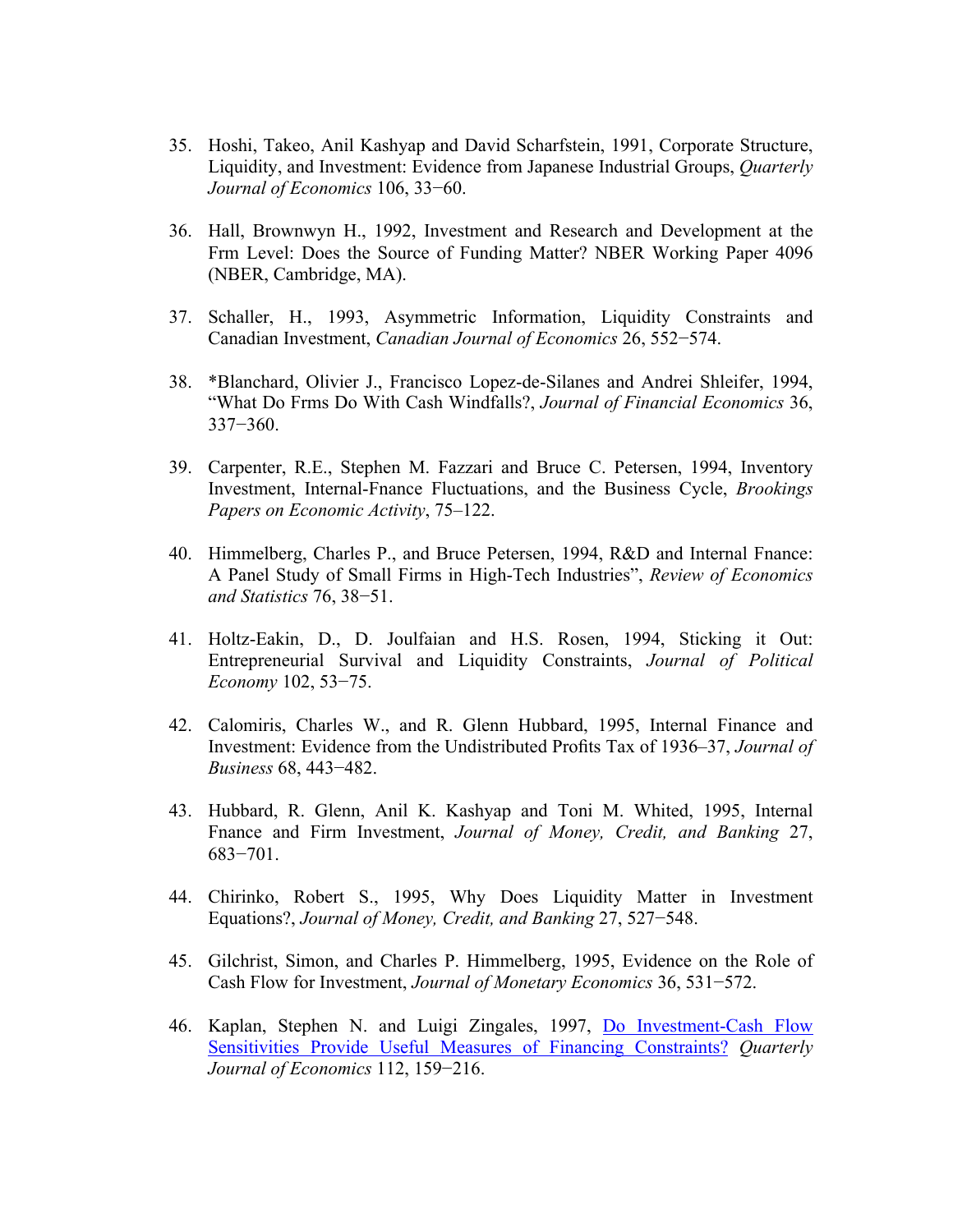35. Hoshi, Takeo, Anil Kashyap and David Scharfstein, 1991, Corporate Structure, Liquidity, and Investment: Evidence from Japanese Industrial Groups, *Quarterly Journal of Economics* 106, 33−60.

36. Hall, Brownwyn H., 1992, Investment and Research and Development at the Frm Level: Does the Source of Funding Matter? NBER Working Paper 4096 (NBER, Cambridge, MA).

37. Schaller, H., 1993, Asymmetric Information, Liquidity Constraints and Canadian Investment, *Canadian Journal of Economics* 26, 552−574.

38. *Blanchard, Olivier J., Francisco Lopez-de-Silanes and Andrei Shleifer, 1994, "What Do Frms Do With Cash Windfalls?, *Journal of Financial Economics* 36, 337−360.

39. Carpenter, R.E., Stephen M. Fazzari and Bruce C. Petersen, 1994, Inventory Investment, Internal-Fnance Fluctuations, and the Business Cycle, *Brookings Papers on Economic Activity*, 75–122.

40. Himmelberg, Charles P., and Bruce Petersen, 1994, R&D and Internal Fnance: A Panel Study of Small Firms in High-Tech Industries", *Review of Economics and Statistics* 76, 38−51.

41. Holtz-Eakin, D., D. Joulfaian and H.S. Rosen, 1994, Sticking it Out: Entrepreneurial Survival and Liquidity Constraints, *Journal of Political Economy* 102, 53−75.

42. Calomiris, Charles W., and R. Glenn Hubbard, 1995, Internal Finance and Investment: Evidence from the Undistributed Profits Tax of 1936–37, *Journal of Business* 68, 443−482.

43. Hubbard, R. Glenn, Anil K. Kashyap and Toni M. Whited, 1995, Internal Fnance and Firm Investment, *Journal of Money, Credit, and Banking* 27, 683−701.

44. Chirinko, Robert S., 1995, Why Does Liquidity Matter in Investment Equations?, *Journal of Money, Credit, and Banking* 27, 527−548.

45. Gilchrist, Simon, and Charles P. Himmelberg, 1995, Evidence on the Role of Cash Flow for Investment, *Journal of Monetary Economics* 36, 531−572.

46. Kaplan, Stephen N. and Luigi Zingales, 1997, Do Investment-Cash Flow Sensitivities Provide Useful Measures of Financing Constraints? *Quarterly Journal of Economics* 112, 159−216.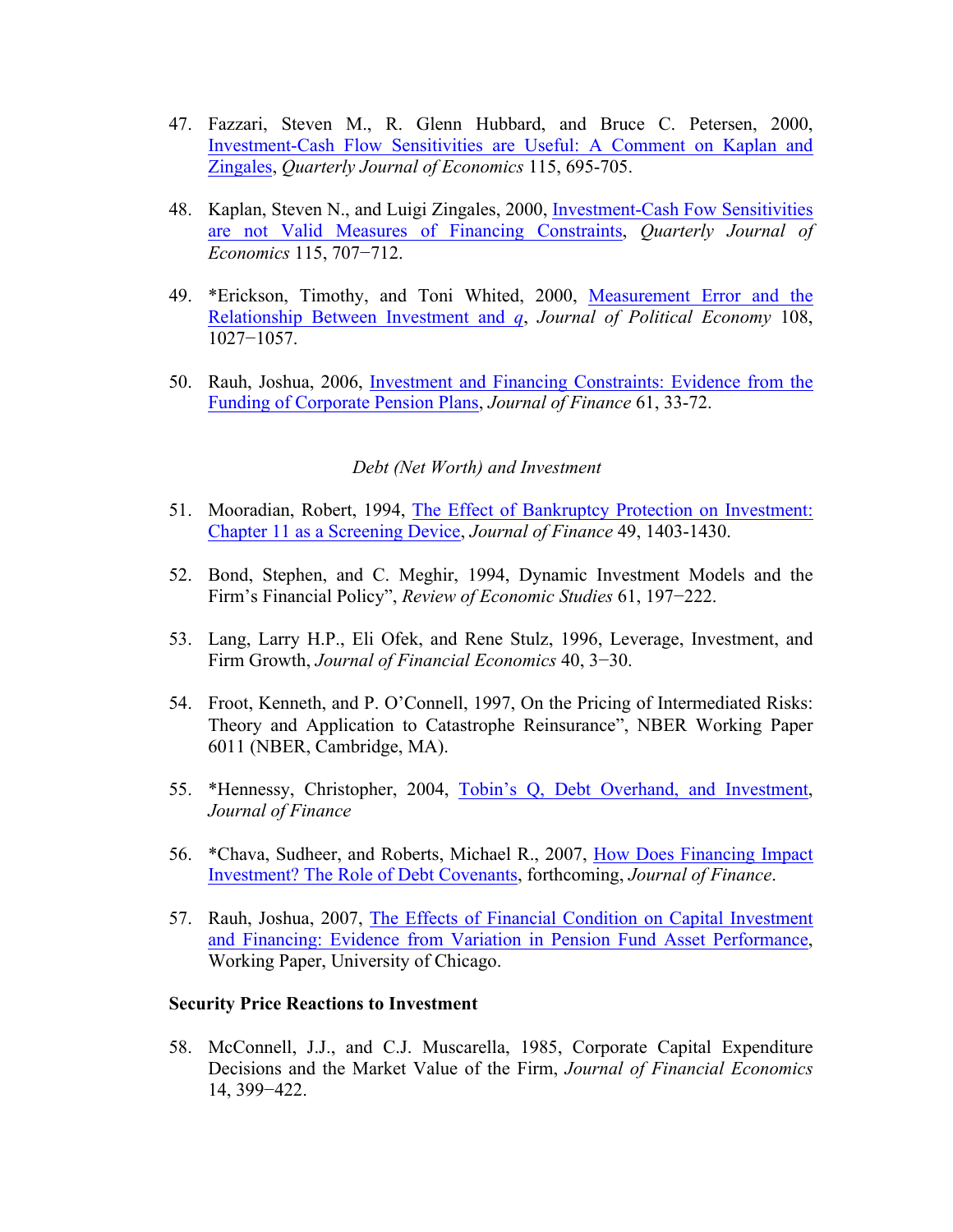47. Fazzari, Steven M., R. Glenn Hubbard, and Bruce C. Petersen, 2000, Investment-Cash Flow Sensitivities are Useful: A Comment on Kaplan and Zingales, *Quarterly Journal of Economics* 115, 695-705.

48. Kaplan, Steven N., and Luigi Zingales, 2000, Investment-Cash Fow Sensitivities are not Valid Measures of Financing Constraints, *Quarterly Journal of Economics* 115, 707−712.

49. *Erickson, Timothy, and Toni Whited, 2000, Measurement Error and the Relationship Between Investment and *q*, *Journal of Political Economy* 108, 1027−1057.

50. Rauh, Joshua, 2006, Investment and Financing Constraints: Evidence from the Funding of Corporate Pension Plans, *Journal of Finance* 61, 33-72.

*Debt (Net Worth) and Investment*

51. Mooradian, Robert, 1994, The Effect of Bankruptcy Protection on Investment: Chapter 11 as a Screening Device, *Journal of Finance* 49, 1403-1430.

52. Bond, Stephen, and C. Meghir, 1994, Dynamic Investment Models and the Firm's Financial Policy", *Review of Economic Studies* 61, 197−222.

53. Lang, Larry H.P., Eli Ofek, and Rene Stulz, 1996, Leverage, Investment, and Firm Growth, *Journal of Financial Economics* 40, 3−30.

54. Froot, Kenneth, and P. O'Connell, 1997, On the Pricing of Intermediated Risks: Theory and Application to Catastrophe Reinsurance", NBER Working Paper 6011 (NBER, Cambridge, MA).

55. *Hennessy, Christopher, 2004, Tobin's Q, Debt Overhand, and Investment, *Journal of Finance*

56. *Chava, Sudheer, and Roberts, Michael R., 2007, How Does Financing Impact Investment? The Role of Debt Covenants, forthcoming, *Journal of Finance*.

57. Rauh, Joshua, 2007, The Effects of Financial Condition on Capital Investment and Financing: Evidence from Variation in Pension Fund Asset Performance, Working Paper, University of Chicago.

**Security Price Reactions to Investment**

58. McConnell, J.J., and C.J. Muscarella, 1985, Corporate Capital Expenditure Decisions and the Market Value of the Firm, *Journal of Financial Economics* 14, 399−422.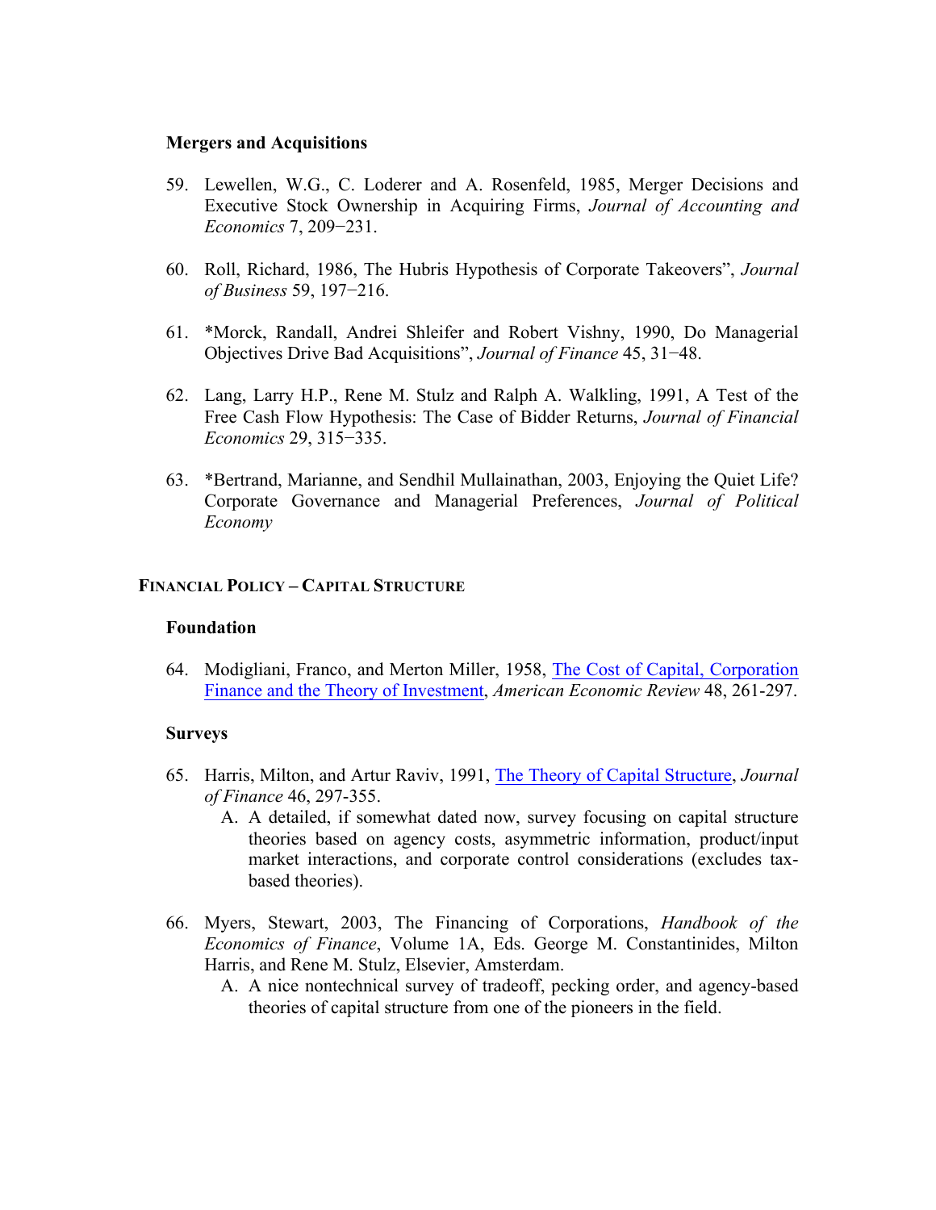### Mergers and Acquisitions

59. Lewellen, W.G., C. Loderer and A. Rosenfeld, 1985, Merger Decisions and Executive Stock Ownership in Acquiring Firms, *Journal of Accounting and Economics* 7, 209−231.

60. Roll, Richard, 1986, The Hubris Hypothesis of Corporate Takeovers", *Journal of Business* 59, 197−216.

61. *Morck, Randall, Andrei Shleifer and Robert Vishny, 1990, Do Managerial Objectives Drive Bad Acquisitions", *Journal of Finance* 45, 31−48.

62. Lang, Larry H.P., Rene M. Stulz and Ralph A. Walkling, 1991, A Test of the Free Cash Flow Hypothesis: The Case of Bidder Returns, *Journal of Financial Economics* 29, 315−335.

63. *Bertrand, Marianne, and Sendhil Mullainathan, 2003, Enjoying the Quiet Life? Corporate Governance and Managerial Preferences, *Journal of Political Economy*

## FINANCIAL POLICY – CAPITAL STRUCTURE

### Foundation

64. Modigliani, Franco, and Merton Miller, 1958, The Cost of Capital, Corporation Finance and the Theory of Investment, *American Economic Review* 48, 261-297.

### Surveys

65. Harris, Milton, and Artur Raviv, 1991, The Theory of Capital Structure, *Journal of Finance* 46, 297-355.
    A. A detailed, if somewhat dated now, survey focusing on capital structure theories based on agency costs, asymmetric information, product/input market interactions, and corporate control considerations (excludes tax-based theories).

66. Myers, Stewart, 2003, The Financing of Corporations, *Handbook of the Economics of Finance*, Volume 1A, Eds. George M. Constantinides, Milton Harris, and Rene M. Stulz, Elsevier, Amsterdam.
    A. A nice nontechnical survey of tradeoff, pecking order, and agency-based theories of capital structure from one of the pioneers in the field.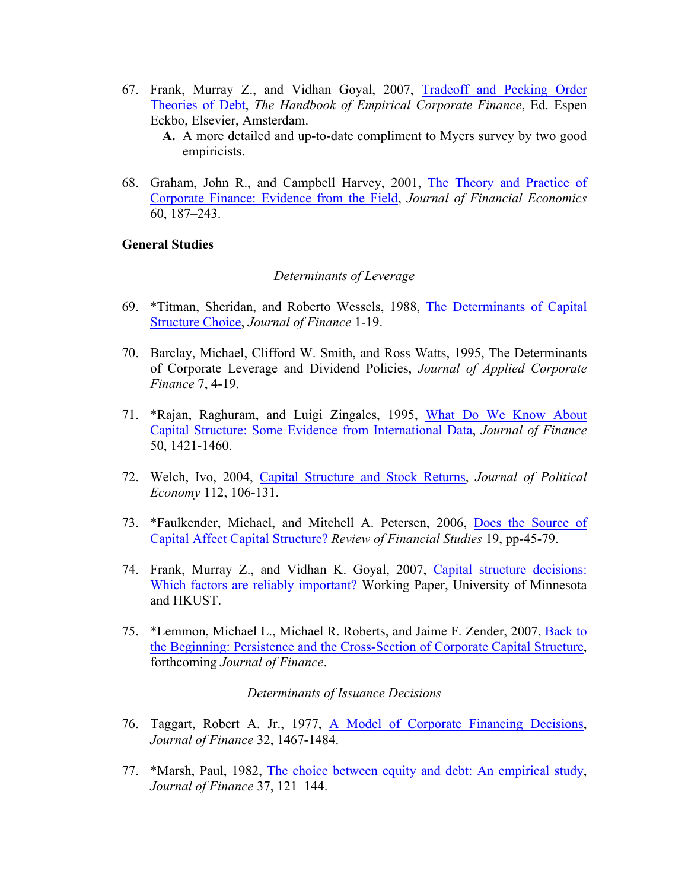67. Frank, Murray Z., and Vidhan Goyal, 2007, Tradeoff and Pecking Order Theories of Debt, *The Handbook of Empirical Corporate Finance*, Ed. Espen Eckbo, Elsevier, Amsterdam.
    - **A.** A more detailed and up-to-date compliment to Myers survey by two good empiricists.

68. Graham, John R., and Campbell Harvey, 2001, The Theory and Practice of Corporate Finance: Evidence from the Field, *Journal of Financial Economics* 60, 187–243.

**General Studies**

*Determinants of Leverage*

69. *Titman, Sheridan, and Roberto Wessels, 1988, The Determinants of Capital Structure Choice, *Journal of Finance* 1-19.

70. Barclay, Michael, Clifford W. Smith, and Ross Watts, 1995, The Determinants of Corporate Leverage and Dividend Policies, *Journal of Applied Corporate Finance* 7, 4-19.

71. *Rajan, Raghuram, and Luigi Zingales, 1995, What Do We Know About Capital Structure: Some Evidence from International Data, *Journal of Finance* 50, 1421-1460.

72. Welch, Ivo, 2004, Capital Structure and Stock Returns, *Journal of Political Economy* 112, 106-131.

73. *Faulkender, Michael, and Mitchell A. Petersen, 2006, Does the Source of Capital Affect Capital Structure? *Review of Financial Studies* 19, pp-45-79.

74. Frank, Murray Z., and Vidhan K. Goyal, 2007, Capital structure decisions: Which factors are reliably important? Working Paper, University of Minnesota and HKUST.

75. *Lemmon, Michael L., Michael R. Roberts, and Jaime F. Zender, 2007, Back to the Beginning: Persistence and the Cross-Section of Corporate Capital Structure, forthcoming *Journal of Finance*.

*Determinants of Issuance Decisions*

76. Taggart, Robert A. Jr., 1977, A Model of Corporate Financing Decisions, *Journal of Finance* 32, 1467-1484.

77. *Marsh, Paul, 1982, The choice between equity and debt: An empirical study, *Journal of Finance* 37, 121–144.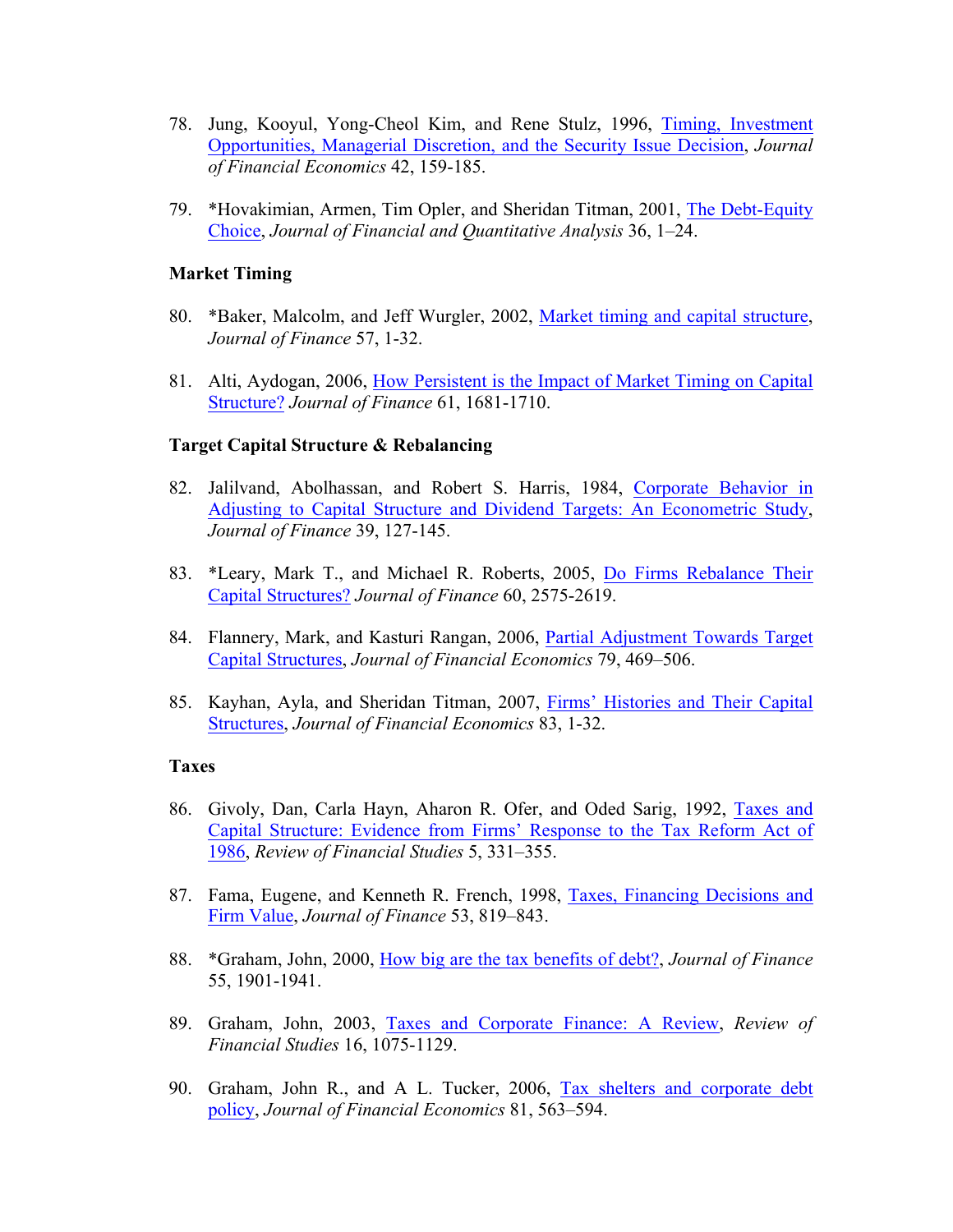78. Jung, Kooyul, Yong-Cheol Kim, and Rene Stulz, 1996, Timing, Investment Opportunities, Managerial Discretion, and the Security Issue Decision, *Journal of Financial Economics* 42, 159-185.

79. *Hovakimian, Armen, Tim Opler, and Sheridan Titman, 2001, The Debt-Equity Choice, *Journal of Financial and Quantitative Analysis* 36, 1–24.

**Market Timing**

80. *Baker, Malcolm, and Jeff Wurgler, 2002, Market timing and capital structure, *Journal of Finance* 57, 1-32.

81. Alti, Aydogan, 2006, How Persistent is the Impact of Market Timing on Capital Structure? *Journal of Finance* 61, 1681-1710.

**Target Capital Structure & Rebalancing**

82. Jalilvand, Abolhassan, and Robert S. Harris, 1984, Corporate Behavior in Adjusting to Capital Structure and Dividend Targets: An Econometric Study, *Journal of Finance* 39, 127-145.

83. *Leary, Mark T., and Michael R. Roberts, 2005, Do Firms Rebalance Their Capital Structures? *Journal of Finance* 60, 2575-2619.

84. Flannery, Mark, and Kasturi Rangan, 2006, Partial Adjustment Towards Target Capital Structures, *Journal of Financial Economics* 79, 469–506.

85. Kayhan, Ayla, and Sheridan Titman, 2007, Firms' Histories and Their Capital Structures, *Journal of Financial Economics* 83, 1-32.

**Taxes**

86. Givoly, Dan, Carla Hayn, Aharon R. Ofer, and Oded Sarig, 1992, Taxes and Capital Structure: Evidence from Firms' Response to the Tax Reform Act of 1986, *Review of Financial Studies* 5, 331–355.

87. Fama, Eugene, and Kenneth R. French, 1998, Taxes, Financing Decisions and Firm Value, *Journal of Finance* 53, 819–843.

88. *Graham, John, 2000, How big are the tax benefits of debt?, *Journal of Finance* 55, 1901-1941.

89. Graham, John, 2003, Taxes and Corporate Finance: A Review, *Review of Financial Studies* 16, 1075-1129.

90. Graham, John R., and A L. Tucker, 2006, Tax shelters and corporate debt policy, *Journal of Financial Economics* 81, 563–594.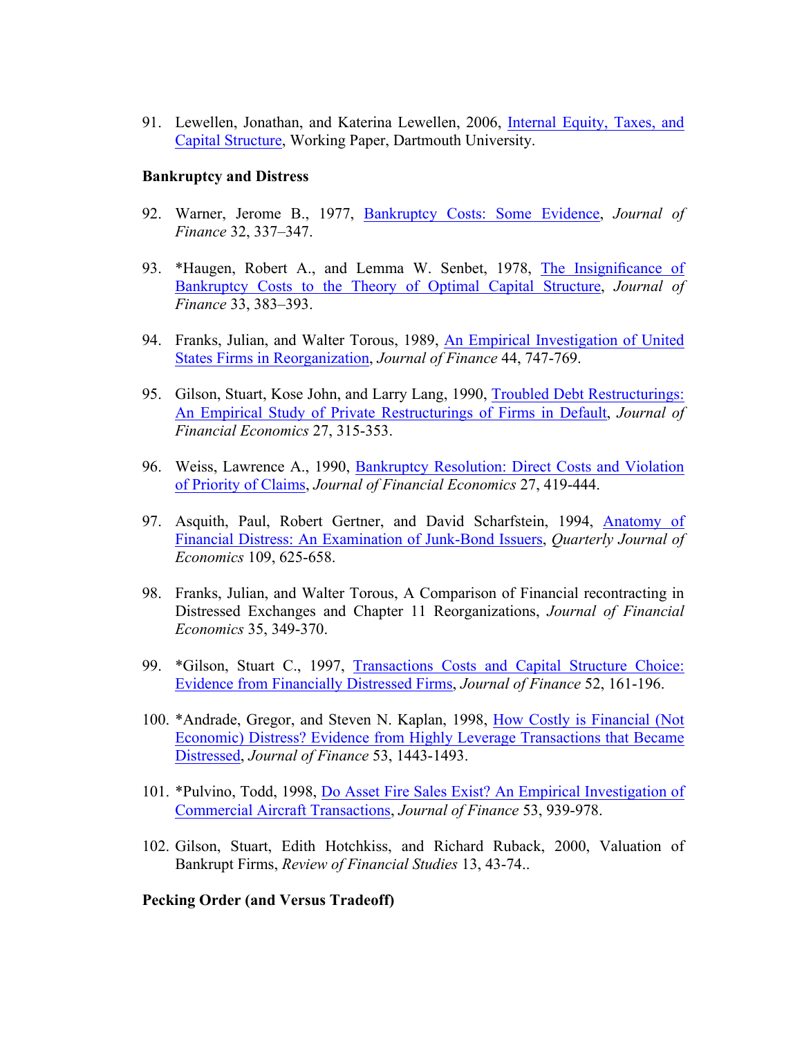91. Lewellen, Jonathan, and Katerina Lewellen, 2006, Internal Equity, Taxes, and Capital Structure, Working Paper, Dartmouth University.

**Bankruptcy and Distress**

92. Warner, Jerome B., 1977, Bankruptcy Costs: Some Evidence, *Journal of Finance* 32, 337–347.

93. *Haugen, Robert A., and Lemma W. Senbet, 1978, The Insignificance of Bankruptcy Costs to the Theory of Optimal Capital Structure, *Journal of Finance* 33, 383–393.

94. Franks, Julian, and Walter Torous, 1989, An Empirical Investigation of United States Firms in Reorganization, *Journal of Finance* 44, 747-769.

95. Gilson, Stuart, Kose John, and Larry Lang, 1990, Troubled Debt Restructurings: An Empirical Study of Private Restructurings of Firms in Default, *Journal of Financial Economics* 27, 315-353.

96. Weiss, Lawrence A., 1990, Bankruptcy Resolution: Direct Costs and Violation of Priority of Claims, *Journal of Financial Economics* 27, 419-444.

97. Asquith, Paul, Robert Gertner, and David Scharfstein, 1994, Anatomy of Financial Distress: An Examination of Junk-Bond Issuers, *Quarterly Journal of Economics* 109, 625-658.

98. Franks, Julian, and Walter Torous, A Comparison of Financial recontracting in Distressed Exchanges and Chapter 11 Reorganizations, *Journal of Financial Economics* 35, 349-370.

99. *Gilson, Stuart C., 1997, Transactions Costs and Capital Structure Choice: Evidence from Financially Distressed Firms, *Journal of Finance* 52, 161-196.

100. *Andrade, Gregor, and Steven N. Kaplan, 1998, How Costly is Financial (Not Economic) Distress? Evidence from Highly Leverage Transactions that Became Distressed, *Journal of Finance* 53, 1443-1493.

101. *Pulvino, Todd, 1998, Do Asset Fire Sales Exist? An Empirical Investigation of Commercial Aircraft Transactions, *Journal of Finance* 53, 939-978.

102. Gilson, Stuart, Edith Hotchkiss, and Richard Ruback, 2000, Valuation of Bankrupt Firms, *Review of Financial Studies* 13, 43-74..

**Pecking Order (and Versus Tradeoff)**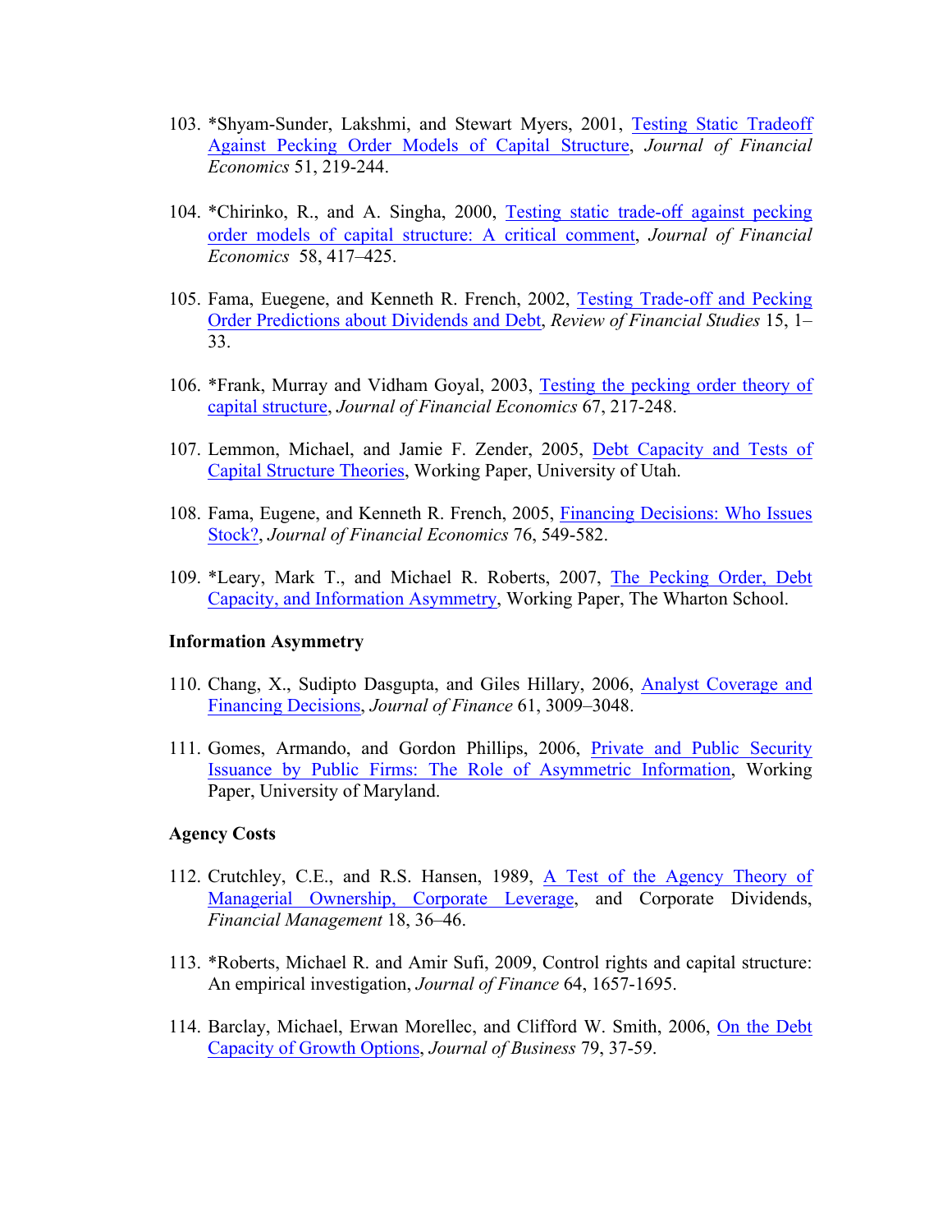103. *Shyam-Sunder, Lakshmi, and Stewart Myers, 2001, Testing Static Tradeoff Against Pecking Order Models of Capital Structure, *Journal of Financial Economics* 51, 219-244.

104. *Chirinko, R., and A. Singha, 2000, Testing static trade-off against pecking order models of capital structure: A critical comment, *Journal of Financial Economics* 58, 417–425.

105. Fama, Euegene, and Kenneth R. French, 2002, Testing Trade-off and Pecking Order Predictions about Dividends and Debt, *Review of Financial Studies* 15, 1–33.

106. *Frank, Murray and Vidham Goyal, 2003, Testing the pecking order theory of capital structure, *Journal of Financial Economics* 67, 217-248.

107. Lemmon, Michael, and Jamie F. Zender, 2005, Debt Capacity and Tests of Capital Structure Theories, Working Paper, University of Utah.

108. Fama, Eugene, and Kenneth R. French, 2005, Financing Decisions: Who Issues Stock?, *Journal of Financial Economics* 76, 549-582.

109. *Leary, Mark T., and Michael R. Roberts, 2007, The Pecking Order, Debt Capacity, and Information Asymmetry, Working Paper, The Wharton School.

**Information Asymmetry**

110. Chang, X., Sudipto Dasgupta, and Giles Hillary, 2006, Analyst Coverage and Financing Decisions, *Journal of Finance* 61, 3009–3048.

111. Gomes, Armando, and Gordon Phillips, 2006, Private and Public Security Issuance by Public Firms: The Role of Asymmetric Information, Working Paper, University of Maryland.

**Agency Costs**

112. Crutchley, C.E., and R.S. Hansen, 1989, A Test of the Agency Theory of Managerial Ownership, Corporate Leverage, and Corporate Dividends, *Financial Management* 18, 36–46.

113. *Roberts, Michael R. and Amir Sufi, 2009, Control rights and capital structure: An empirical investigation, *Journal of Finance* 64, 1657-1695.

114. Barclay, Michael, Erwan Morellec, and Clifford W. Smith, 2006, On the Debt Capacity of Growth Options, *Journal of Business* 79, 37-59.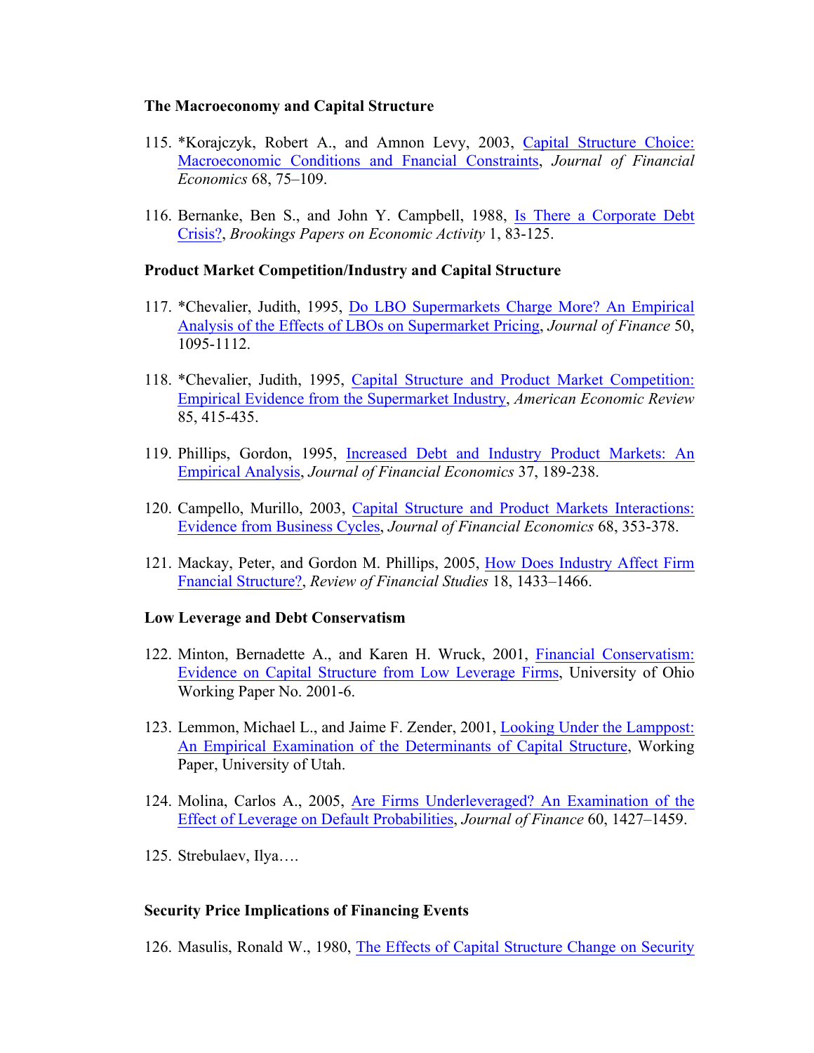**The Macroeconomy and Capital Structure**

115. *Korajczyk, Robert A., and Amnon Levy, 2003, Capital Structure Choice: Macroeconomic Conditions and Fnancial Constraints, *Journal of Financial Economics* 68, 75–109.

116. Bernanke, Ben S., and John Y. Campbell, 1988, Is There a Corporate Debt Crisis?, *Brookings Papers on Economic Activity* 1, 83-125.

**Product Market Competition/Industry and Capital Structure**

117. *Chevalier, Judith, 1995, Do LBO Supermarkets Charge More? An Empirical Analysis of the Effects of LBOs on Supermarket Pricing, *Journal of Finance* 50, 1095-1112.

118. *Chevalier, Judith, 1995, Capital Structure and Product Market Competition: Empirical Evidence from the Supermarket Industry, *American Economic Review* 85, 415-435.

119. Phillips, Gordon, 1995, Increased Debt and Industry Product Markets: An Empirical Analysis, *Journal of Financial Economics* 37, 189-238.

120. Campello, Murillo, 2003, Capital Structure and Product Markets Interactions: Evidence from Business Cycles, *Journal of Financial Economics* 68, 353-378.

121. Mackay, Peter, and Gordon M. Phillips, 2005, How Does Industry Affect Firm Fnancial Structure?, *Review of Financial Studies* 18, 1433–1466.

**Low Leverage and Debt Conservatism**

122. Minton, Bernadette A., and Karen H. Wruck, 2001, Financial Conservatism: Evidence on Capital Structure from Low Leverage Firms, University of Ohio Working Paper No. 2001-6.

123. Lemmon, Michael L., and Jaime F. Zender, 2001, Looking Under the Lamppost: An Empirical Examination of the Determinants of Capital Structure, Working Paper, University of Utah.

124. Molina, Carlos A., 2005, Are Firms Underleveraged? An Examination of the Effect of Leverage on Default Probabilities, *Journal of Finance* 60, 1427–1459.

125. Strebulaev, Ilya….

**Security Price Implications of Financing Events**

126. Masulis, Ronald W., 1980, The Effects of Capital Structure Change on Security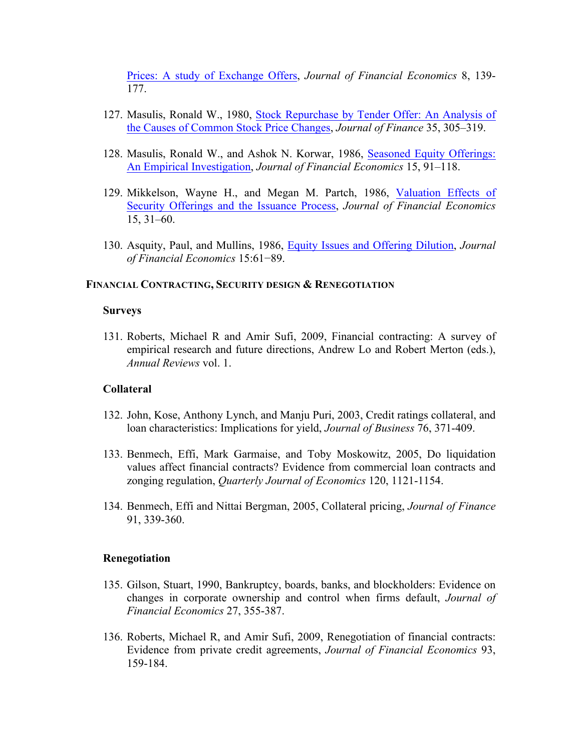[Prices: A study of Exchange Offers], *Journal of Financial Economics* 8, 139-177.

127. Masulis, Ronald W., 1980, [Stock Repurchase by Tender Offer: An Analysis of the Causes of Common Stock Price Changes], *Journal of Finance* 35, 305–319.

128. Masulis, Ronald W., and Ashok N. Korwar, 1986, [Seasoned Equity Offerings: An Empirical Investigation], *Journal of Financial Economics* 15, 91–118.

129. Mikkelson, Wayne H., and Megan M. Partch, 1986, [Valuation Effects of Security Offerings and the Issuance Process], *Journal of Financial Economics* 15, 31–60.

130. Asquity, Paul, and Mullins, 1986, [Equity Issues and Offering Dilution], *Journal of Financial Economics* 15:61−89.

## Financial Contracting, Security design & Renegotiation

### Surveys

131. Roberts, Michael R and Amir Sufi, 2009, Financial contracting: A survey of empirical research and future directions, Andrew Lo and Robert Merton (eds.), *Annual Reviews* vol. 1.

### Collateral

132. John, Kose, Anthony Lynch, and Manju Puri, 2003, Credit ratings collateral, and loan characteristics: Implications for yield, *Journal of Business* 76, 371-409.

133. Benmech, Effi, Mark Garmaise, and Toby Moskowitz, 2005, Do liquidation values affect financial contracts? Evidence from commercial loan contracts and zonging regulation, *Quarterly Journal of Economics* 120, 1121-1154.

134. Benmech, Effi and Nittai Bergman, 2005, Collateral pricing, *Journal of Finance* 91, 339-360.

### Renegotiation

135. Gilson, Stuart, 1990, Bankruptcy, boards, banks, and blockholders: Evidence on changes in corporate ownership and control when firms default, *Journal of Financial Economics* 27, 355-387.

136. Roberts, Michael R, and Amir Sufi, 2009, Renegotiation of financial contracts: Evidence from private credit agreements, *Journal of Financial Economics* 93, 159-184.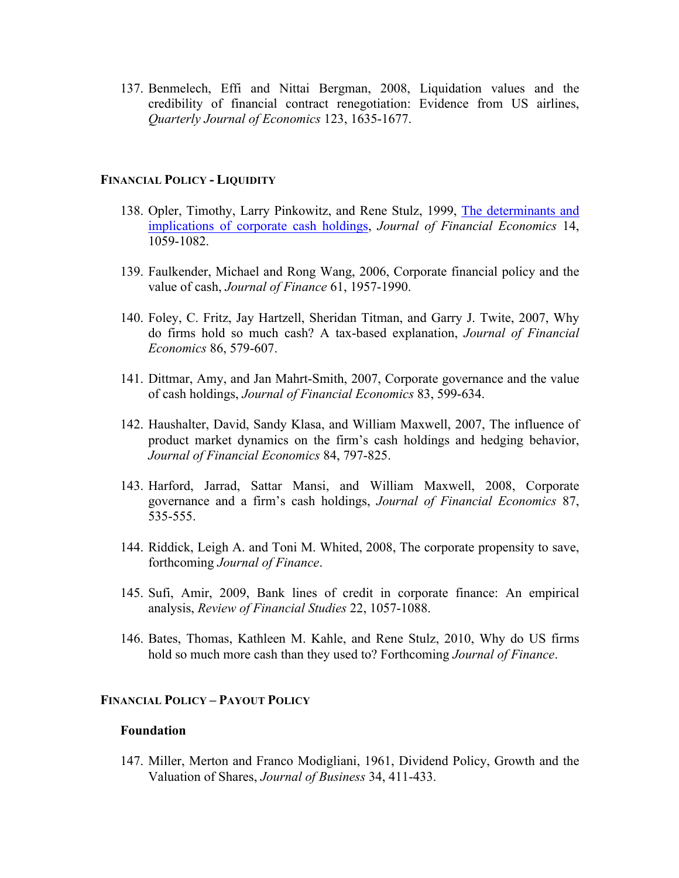137. Benmelech, Effi and Nittai Bergman, 2008, Liquidation values and the credibility of financial contract renegotiation: Evidence from US airlines, *Quarterly Journal of Economics* 123, 1635-1677.

## FINANCIAL POLICY - LIQUIDITY

138. Opler, Timothy, Larry Pinkowitz, and Rene Stulz, 1999, [The determinants and implications of corporate cash holdings](), *Journal of Financial Economics* 14, 1059-1082.

139. Faulkender, Michael and Rong Wang, 2006, Corporate financial policy and the value of cash, *Journal of Finance* 61, 1957-1990.

140. Foley, C. Fritz, Jay Hartzell, Sheridan Titman, and Garry J. Twite, 2007, Why do firms hold so much cash? A tax-based explanation, *Journal of Financial Economics* 86, 579-607.

141. Dittmar, Amy, and Jan Mahrt-Smith, 2007, Corporate governance and the value of cash holdings, *Journal of Financial Economics* 83, 599-634.

142. Haushalter, David, Sandy Klasa, and William Maxwell, 2007, The influence of product market dynamics on the firm's cash holdings and hedging behavior, *Journal of Financial Economics* 84, 797-825.

143. Harford, Jarrad, Sattar Mansi, and William Maxwell, 2008, Corporate governance and a firm's cash holdings, *Journal of Financial Economics* 87, 535-555.

144. Riddick, Leigh A. and Toni M. Whited, 2008, The corporate propensity to save, forthcoming *Journal of Finance*.

145. Sufi, Amir, 2009, Bank lines of credit in corporate finance: An empirical analysis, *Review of Financial Studies* 22, 1057-1088.

146. Bates, Thomas, Kathleen M. Kahle, and Rene Stulz, 2010, Why do US firms hold so much more cash than they used to? Forthcoming *Journal of Finance*.

## FINANCIAL POLICY – PAYOUT POLICY

### Foundation

147. Miller, Merton and Franco Modigliani, 1961, Dividend Policy, Growth and the Valuation of Shares, *Journal of Business* 34, 411-433.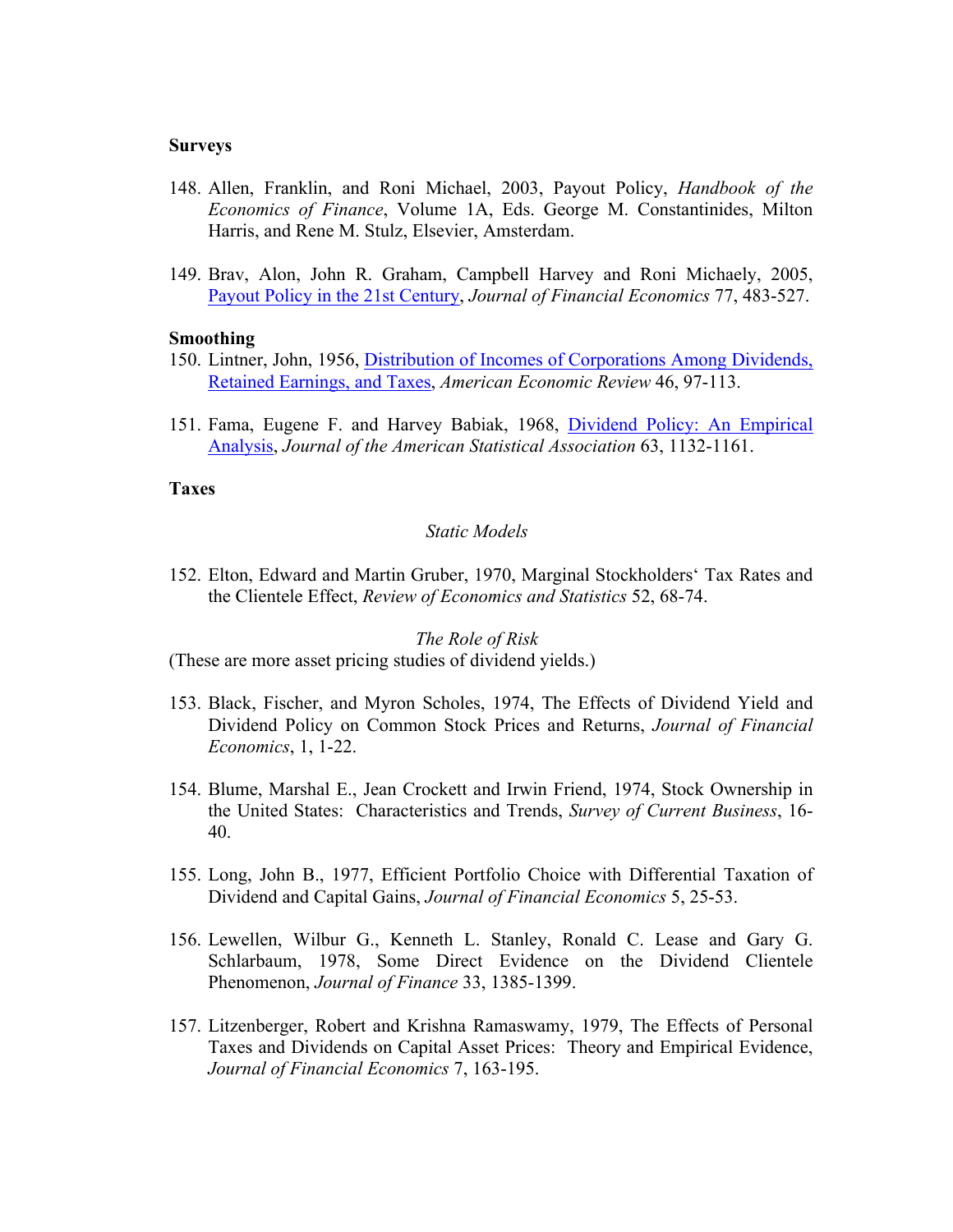**Surveys**

148. Allen, Franklin, and Roni Michael, 2003, Payout Policy, *Handbook of the Economics of Finance*, Volume 1A, Eds. George M. Constantinides, Milton Harris, and Rene M. Stulz, Elsevier, Amsterdam.

149. Brav, Alon, John R. Graham, Campbell Harvey and Roni Michaely, 2005, Payout Policy in the 21st Century, *Journal of Financial Economics* 77, 483-527.

**Smoothing**

150. Lintner, John, 1956, Distribution of Incomes of Corporations Among Dividends, Retained Earnings, and Taxes, *American Economic Review* 46, 97-113.

151. Fama, Eugene F. and Harvey Babiak, 1968, Dividend Policy: An Empirical Analysis, *Journal of the American Statistical Association* 63, 1132-1161.

**Taxes**

*Static Models*

152. Elton, Edward and Martin Gruber, 1970, Marginal Stockholders' Tax Rates and the Clientele Effect, *Review of Economics and Statistics* 52, 68-74.

*The Role of Risk*

(These are more asset pricing studies of dividend yields.)

153. Black, Fischer, and Myron Scholes, 1974, The Effects of Dividend Yield and Dividend Policy on Common Stock Prices and Returns, *Journal of Financial Economics*, 1, 1-22.

154. Blume, Marshal E., Jean Crockett and Irwin Friend, 1974, Stock Ownership in the United States: Characteristics and Trends, *Survey of Current Business*, 16-40.

155. Long, John B., 1977, Efficient Portfolio Choice with Differential Taxation of Dividend and Capital Gains, *Journal of Financial Economics* 5, 25-53.

156. Lewellen, Wilbur G., Kenneth L. Stanley, Ronald C. Lease and Gary G. Schlarbaum, 1978, Some Direct Evidence on the Dividend Clientele Phenomenon, *Journal of Finance* 33, 1385-1399.

157. Litzenberger, Robert and Krishna Ramaswamy, 1979, The Effects of Personal Taxes and Dividends on Capital Asset Prices: Theory and Empirical Evidence, *Journal of Financial Economics* 7, 163-195.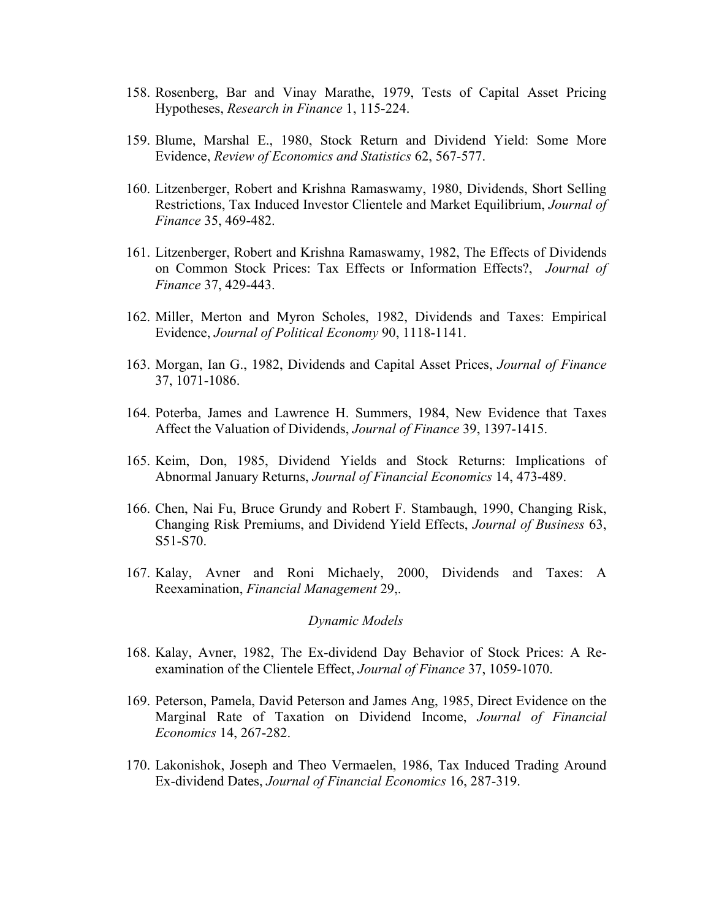158. Rosenberg, Bar and Vinay Marathe, 1979, Tests of Capital Asset Pricing Hypotheses, *Research in Finance* 1, 115-224.

159. Blume, Marshal E., 1980, Stock Return and Dividend Yield: Some More Evidence, *Review of Economics and Statistics* 62, 567-577.

160. Litzenberger, Robert and Krishna Ramaswamy, 1980, Dividends, Short Selling Restrictions, Tax Induced Investor Clientele and Market Equilibrium, *Journal of Finance* 35, 469-482.

161. Litzenberger, Robert and Krishna Ramaswamy, 1982, The Effects of Dividends on Common Stock Prices: Tax Effects or Information Effects?, *Journal of Finance* 37, 429-443.

162. Miller, Merton and Myron Scholes, 1982, Dividends and Taxes: Empirical Evidence, *Journal of Political Economy* 90, 1118-1141.

163. Morgan, Ian G., 1982, Dividends and Capital Asset Prices, *Journal of Finance* 37, 1071-1086.

164. Poterba, James and Lawrence H. Summers, 1984, New Evidence that Taxes Affect the Valuation of Dividends, *Journal of Finance* 39, 1397-1415.

165. Keim, Don, 1985, Dividend Yields and Stock Returns: Implications of Abnormal January Returns, *Journal of Financial Economics* 14, 473-489.

166. Chen, Nai Fu, Bruce Grundy and Robert F. Stambaugh, 1990, Changing Risk, Changing Risk Premiums, and Dividend Yield Effects, *Journal of Business* 63, S51-S70.

167. Kalay, Avner and Roni Michaely, 2000, Dividends and Taxes: A Reexamination, *Financial Management* 29,.

*Dynamic Models*

168. Kalay, Avner, 1982, The Ex-dividend Day Behavior of Stock Prices: A Re-examination of the Clientele Effect, *Journal of Finance* 37, 1059-1070.

169. Peterson, Pamela, David Peterson and James Ang, 1985, Direct Evidence on the Marginal Rate of Taxation on Dividend Income, *Journal of Financial Economics* 14, 267-282.

170. Lakonishok, Joseph and Theo Vermaelen, 1986, Tax Induced Trading Around Ex-dividend Dates, *Journal of Financial Economics* 16, 287-319.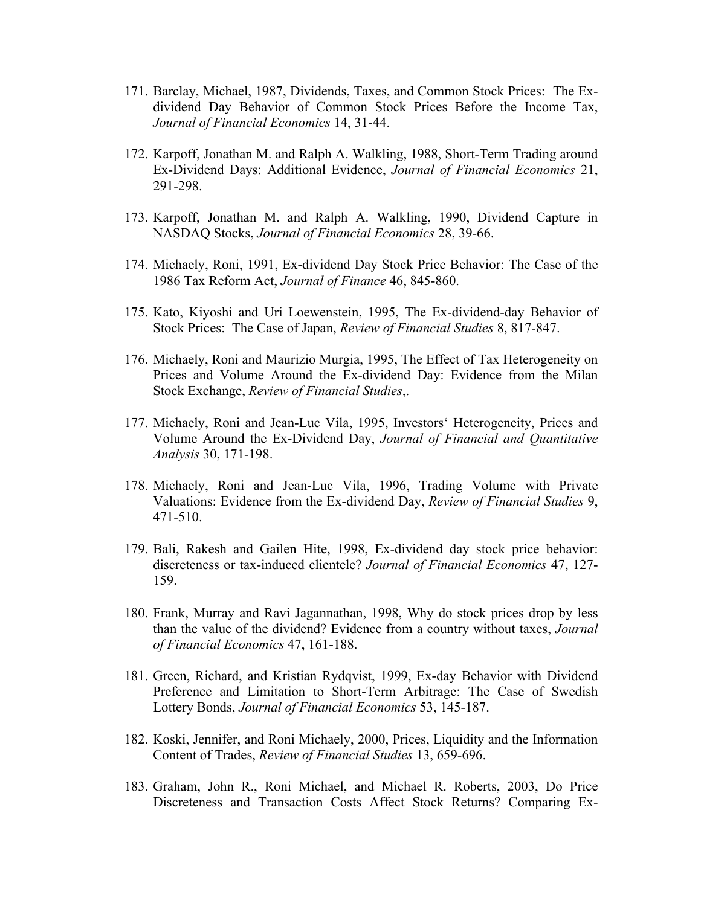171. Barclay, Michael, 1987, Dividends, Taxes, and Common Stock Prices: The Ex-dividend Day Behavior of Common Stock Prices Before the Income Tax, *Journal of Financial Economics* 14, 31-44.

172. Karpoff, Jonathan M. and Ralph A. Walkling, 1988, Short-Term Trading around Ex-Dividend Days: Additional Evidence, *Journal of Financial Economics* 21, 291-298.

173. Karpoff, Jonathan M. and Ralph A. Walkling, 1990, Dividend Capture in NASDAQ Stocks, *Journal of Financial Economics* 28, 39-66.

174. Michaely, Roni, 1991, Ex-dividend Day Stock Price Behavior: The Case of the 1986 Tax Reform Act, *Journal of Finance* 46, 845-860.

175. Kato, Kiyoshi and Uri Loewenstein, 1995, The Ex-dividend-day Behavior of Stock Prices: The Case of Japan, *Review of Financial Studies* 8, 817-847.

176. Michaely, Roni and Maurizio Murgia, 1995, The Effect of Tax Heterogeneity on Prices and Volume Around the Ex-dividend Day: Evidence from the Milan Stock Exchange, *Review of Financial Studies*,.

177. Michaely, Roni and Jean-Luc Vila, 1995, Investors' Heterogeneity, Prices and Volume Around the Ex-Dividend Day, *Journal of Financial and Quantitative Analysis* 30, 171-198.

178. Michaely, Roni and Jean-Luc Vila, 1996, Trading Volume with Private Valuations: Evidence from the Ex-dividend Day, *Review of Financial Studies* 9, 471-510.

179. Bali, Rakesh and Gailen Hite, 1998, Ex-dividend day stock price behavior: discreteness or tax-induced clientele? *Journal of Financial Economics* 47, 127-159.

180. Frank, Murray and Ravi Jagannathan, 1998, Why do stock prices drop by less than the value of the dividend? Evidence from a country without taxes, *Journal of Financial Economics* 47, 161-188.

181. Green, Richard, and Kristian Rydqvist, 1999, Ex-day Behavior with Dividend Preference and Limitation to Short-Term Arbitrage: The Case of Swedish Lottery Bonds, *Journal of Financial Economics* 53, 145-187.

182. Koski, Jennifer, and Roni Michaely, 2000, Prices, Liquidity and the Information Content of Trades, *Review of Financial Studies* 13, 659-696.

183. Graham, John R., Roni Michael, and Michael R. Roberts, 2003, Do Price Discreteness and Transaction Costs Affect Stock Returns? Comparing Ex-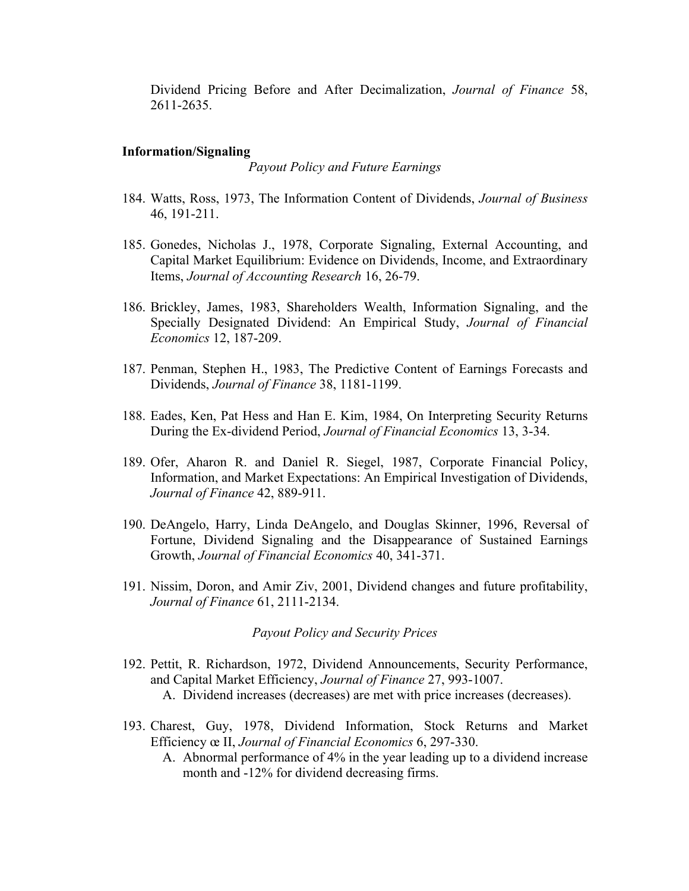Dividend Pricing Before and After Decimalization, *Journal of Finance* 58, 2611-2635.

**Information/Signaling**

*Payout Policy and Future Earnings*

184. Watts, Ross, 1973, The Information Content of Dividends, *Journal of Business* 46, 191-211.

185. Gonedes, Nicholas J., 1978, Corporate Signaling, External Accounting, and Capital Market Equilibrium: Evidence on Dividends, Income, and Extraordinary Items, *Journal of Accounting Research* 16, 26-79.

186. Brickley, James, 1983, Shareholders Wealth, Information Signaling, and the Specially Designated Dividend: An Empirical Study, *Journal of Financial Economics* 12, 187-209.

187. Penman, Stephen H., 1983, The Predictive Content of Earnings Forecasts and Dividends, *Journal of Finance* 38, 1181-1199.

188. Eades, Ken, Pat Hess and Han E. Kim, 1984, On Interpreting Security Returns During the Ex-dividend Period, *Journal of Financial Economics* 13, 3-34.

189. Ofer, Aharon R. and Daniel R. Siegel, 1987, Corporate Financial Policy, Information, and Market Expectations: An Empirical Investigation of Dividends, *Journal of Finance* 42, 889-911.

190. DeAngelo, Harry, Linda DeAngelo, and Douglas Skinner, 1996, Reversal of Fortune, Dividend Signaling and the Disappearance of Sustained Earnings Growth, *Journal of Financial Economics* 40, 341-371.

191. Nissim, Doron, and Amir Ziv, 2001, Dividend changes and future profitability, *Journal of Finance* 61, 2111-2134.

*Payout Policy and Security Prices*

192. Pettit, R. Richardson, 1972, Dividend Announcements, Security Performance, and Capital Market Efficiency, *Journal of Finance* 27, 993-1007.
    A. Dividend increases (decreases) are met with price increases (decreases).

193. Charest, Guy, 1978, Dividend Information, Stock Returns and Market Efficiency œ II, *Journal of Financial Economics* 6, 297-330.
    A. Abnormal performance of 4% in the year leading up to a dividend increase month and -12% for dividend decreasing firms.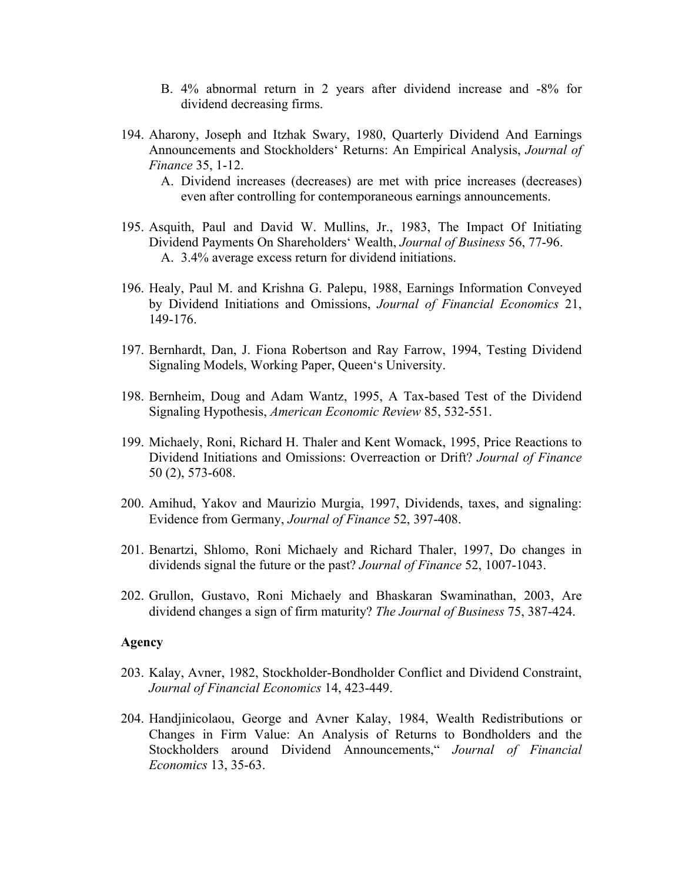B. 4% abnormal return in 2 years after dividend increase and -8% for dividend decreasing firms.

194. Aharony, Joseph and Itzhak Swary, 1980, Quarterly Dividend And Earnings Announcements and Stockholders' Returns: An Empirical Analysis, *Journal of Finance* 35, 1-12.
   A. Dividend increases (decreases) are met with price increases (decreases) even after controlling for contemporaneous earnings announcements.

195. Asquith, Paul and David W. Mullins, Jr., 1983, The Impact Of Initiating Dividend Payments On Shareholders' Wealth, *Journal of Business* 56, 77-96.
   A. 3.4% average excess return for dividend initiations.

196. Healy, Paul M. and Krishna G. Palepu, 1988, Earnings Information Conveyed by Dividend Initiations and Omissions, *Journal of Financial Economics* 21, 149-176.

197. Bernhardt, Dan, J. Fiona Robertson and Ray Farrow, 1994, Testing Dividend Signaling Models, Working Paper, Queen's University.

198. Bernheim, Doug and Adam Wantz, 1995, A Tax-based Test of the Dividend Signaling Hypothesis, *American Economic Review* 85, 532-551.

199. Michaely, Roni, Richard H. Thaler and Kent Womack, 1995, Price Reactions to Dividend Initiations and Omissions: Overreaction or Drift? *Journal of Finance* 50 (2), 573-608.

200. Amihud, Yakov and Maurizio Murgia, 1997, Dividends, taxes, and signaling: Evidence from Germany, *Journal of Finance* 52, 397-408.

201. Benartzi, Shlomo, Roni Michaely and Richard Thaler, 1997, Do changes in dividends signal the future or the past? *Journal of Finance* 52, 1007-1043.

202. Grullon, Gustavo, Roni Michaely and Bhaskaran Swaminathan, 2003, Are dividend changes a sign of firm maturity? *The Journal of Business* 75, 387-424.

**Agency**

203. Kalay, Avner, 1982, Stockholder-Bondholder Conflict and Dividend Constraint, *Journal of Financial Economics* 14, 423-449.

204. Handjinicolaou, George and Avner Kalay, 1984, Wealth Redistributions or Changes in Firm Value: An Analysis of Returns to Bondholders and the Stockholders around Dividend Announcements," *Journal of Financial Economics* 13, 35-63.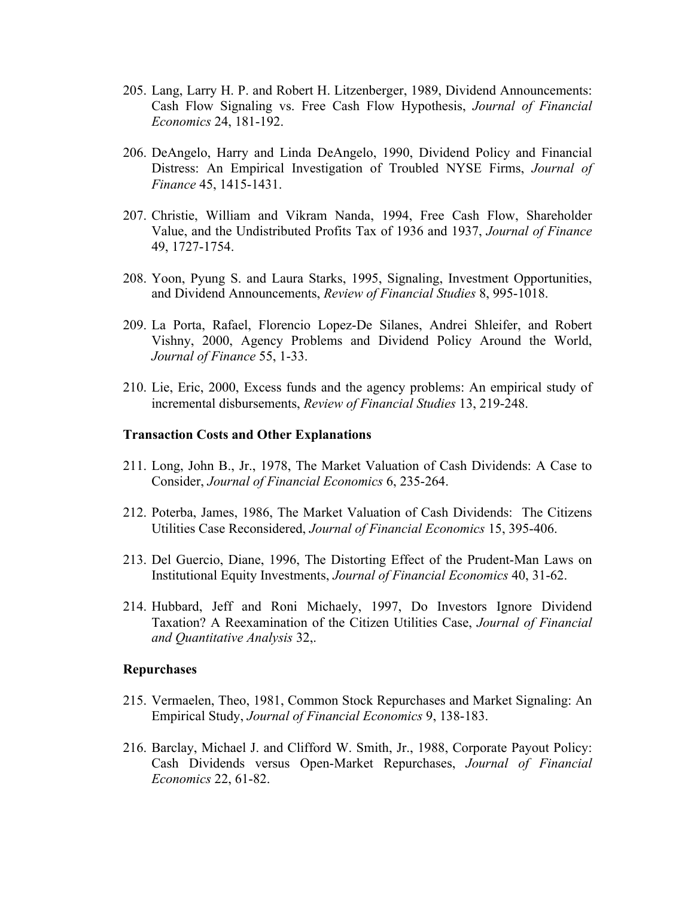205. Lang, Larry H. P. and Robert H. Litzenberger, 1989, Dividend Announcements: Cash Flow Signaling vs. Free Cash Flow Hypothesis, *Journal of Financial Economics* 24, 181-192.

206. DeAngelo, Harry and Linda DeAngelo, 1990, Dividend Policy and Financial Distress: An Empirical Investigation of Troubled NYSE Firms, *Journal of Finance* 45, 1415-1431.

207. Christie, William and Vikram Nanda, 1994, Free Cash Flow, Shareholder Value, and the Undistributed Profits Tax of 1936 and 1937, *Journal of Finance* 49, 1727-1754.

208. Yoon, Pyung S. and Laura Starks, 1995, Signaling, Investment Opportunities, and Dividend Announcements, *Review of Financial Studies* 8, 995-1018.

209. La Porta, Rafael, Florencio Lopez-De Silanes, Andrei Shleifer, and Robert Vishny, 2000, Agency Problems and Dividend Policy Around the World, *Journal of Finance* 55, 1-33.

210. Lie, Eric, 2000, Excess funds and the agency problems: An empirical study of incremental disbursements, *Review of Financial Studies* 13, 219-248.

**Transaction Costs and Other Explanations**

211. Long, John B., Jr., 1978, The Market Valuation of Cash Dividends: A Case to Consider, *Journal of Financial Economics* 6, 235-264.

212. Poterba, James, 1986, The Market Valuation of Cash Dividends: The Citizens Utilities Case Reconsidered, *Journal of Financial Economics* 15, 395-406.

213. Del Guercio, Diane, 1996, The Distorting Effect of the Prudent-Man Laws on Institutional Equity Investments, *Journal of Financial Economics* 40, 31-62.

214. Hubbard, Jeff and Roni Michaely, 1997, Do Investors Ignore Dividend Taxation? A Reexamination of the Citizen Utilities Case, *Journal of Financial and Quantitative Analysis* 32,.

**Repurchases**

215. Vermaelen, Theo, 1981, Common Stock Repurchases and Market Signaling: An Empirical Study, *Journal of Financial Economics* 9, 138-183.

216. Barclay, Michael J. and Clifford W. Smith, Jr., 1988, Corporate Payout Policy: Cash Dividends versus Open-Market Repurchases, *Journal of Financial Economics* 22, 61-82.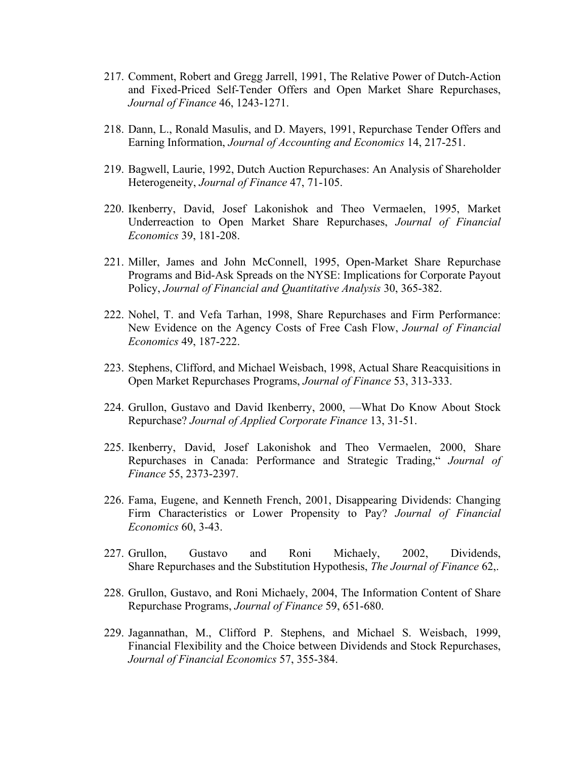217. Comment, Robert and Gregg Jarrell, 1991, The Relative Power of Dutch-Action and Fixed-Priced Self-Tender Offers and Open Market Share Repurchases, *Journal of Finance* 46, 1243-1271.

218. Dann, L., Ronald Masulis, and D. Mayers, 1991, Repurchase Tender Offers and Earning Information, *Journal of Accounting and Economics* 14, 217-251.

219. Bagwell, Laurie, 1992, Dutch Auction Repurchases: An Analysis of Shareholder Heterogeneity, *Journal of Finance* 47, 71-105.

220. Ikenberry, David, Josef Lakonishok and Theo Vermaelen, 1995, Market Underreaction to Open Market Share Repurchases, *Journal of Financial Economics* 39, 181-208.

221. Miller, James and John McConnell, 1995, Open-Market Share Repurchase Programs and Bid-Ask Spreads on the NYSE: Implications for Corporate Payout Policy, *Journal of Financial and Quantitative Analysis* 30, 365-382.

222. Nohel, T. and Vefa Tarhan, 1998, Share Repurchases and Firm Performance: New Evidence on the Agency Costs of Free Cash Flow, *Journal of Financial Economics* 49, 187-222.

223. Stephens, Clifford, and Michael Weisbach, 1998, Actual Share Reacquisitions in Open Market Repurchases Programs, *Journal of Finance* 53, 313-333.

224. Grullon, Gustavo and David Ikenberry, 2000, ―What Do Know About Stock Repurchase? *Journal of Applied Corporate Finance* 13, 31-51.

225. Ikenberry, David, Josef Lakonishok and Theo Vermaelen, 2000, Share Repurchases in Canada: Performance and Strategic Trading,“ *Journal of Finance* 55, 2373-2397.

226. Fama, Eugene, and Kenneth French, 2001, Disappearing Dividends: Changing Firm Characteristics or Lower Propensity to Pay? *Journal of Financial Economics* 60, 3-43.

227. Grullon, Gustavo and Roni Michaely, 2002, Dividends, Share Repurchases and the Substitution Hypothesis, *The Journal of Finance* 62,.

228. Grullon, Gustavo, and Roni Michaely, 2004, The Information Content of Share Repurchase Programs, *Journal of Finance* 59, 651-680.

229. Jagannathan, M., Clifford P. Stephens, and Michael S. Weisbach, 1999, Financial Flexibility and the Choice between Dividends and Stock Repurchases, *Journal of Financial Economics* 57, 355-384.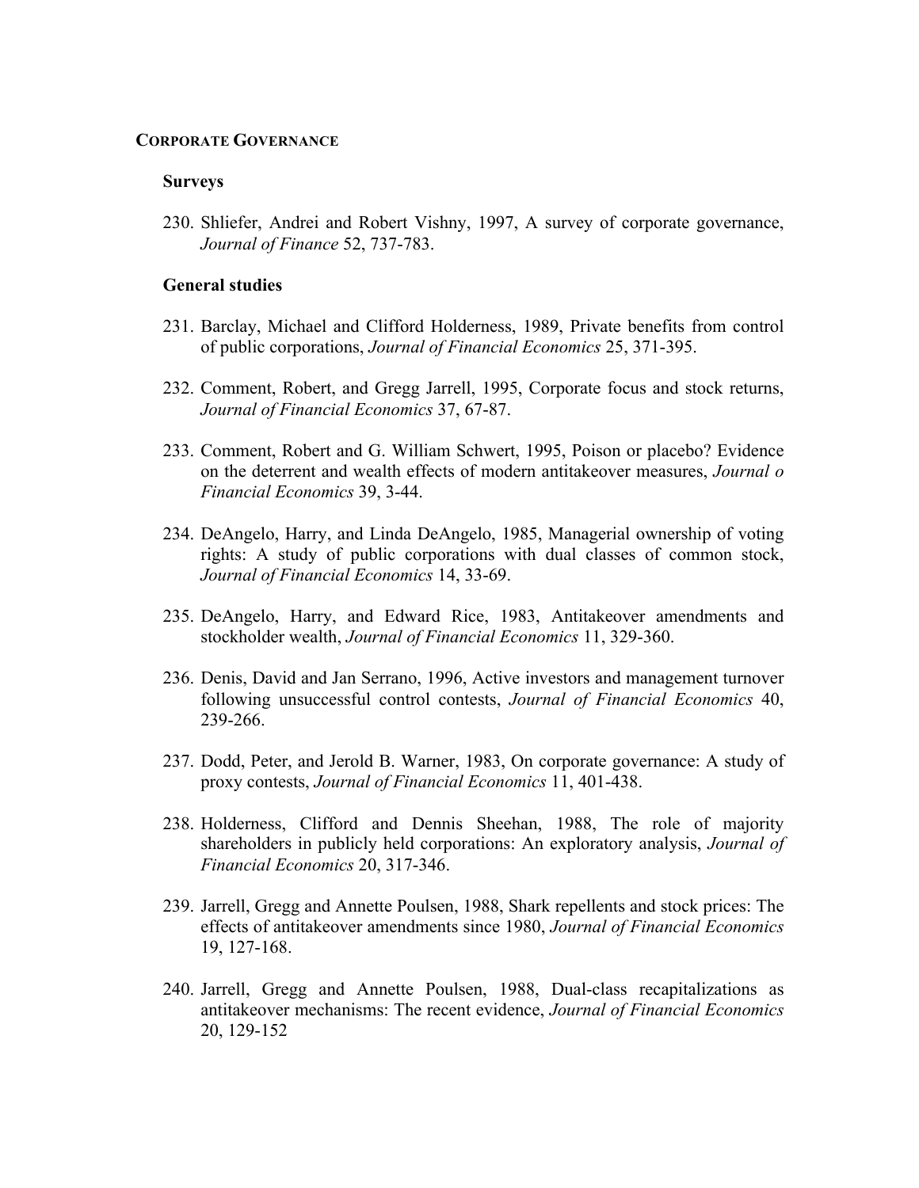## Corporate Governance

### Surveys

230. Shliefer, Andrei and Robert Vishny, 1997, A survey of corporate governance, *Journal of Finance* 52, 737-783.

### General studies

231. Barclay, Michael and Clifford Holderness, 1989, Private benefits from control of public corporations, *Journal of Financial Economics* 25, 371-395.

232. Comment, Robert, and Gregg Jarrell, 1995, Corporate focus and stock returns, *Journal of Financial Economics* 37, 67-87.

233. Comment, Robert and G. William Schwert, 1995, Poison or placebo? Evidence on the deterrent and wealth effects of modern antitakeover measures, *Journal o Financial Economics* 39, 3-44.

234. DeAngelo, Harry, and Linda DeAngelo, 1985, Managerial ownership of voting rights: A study of public corporations with dual classes of common stock, *Journal of Financial Economics* 14, 33-69.

235. DeAngelo, Harry, and Edward Rice, 1983, Antitakeover amendments and stockholder wealth, *Journal of Financial Economics* 11, 329-360.

236. Denis, David and Jan Serrano, 1996, Active investors and management turnover following unsuccessful control contests, *Journal of Financial Economics* 40, 239-266.

237. Dodd, Peter, and Jerold B. Warner, 1983, On corporate governance: A study of proxy contests, *Journal of Financial Economics* 11, 401-438.

238. Holderness, Clifford and Dennis Sheehan, 1988, The role of majority shareholders in publicly held corporations: An exploratory analysis, *Journal of Financial Economics* 20, 317-346.

239. Jarrell, Gregg and Annette Poulsen, 1988, Shark repellents and stock prices: The effects of antitakeover amendments since 1980, *Journal of Financial Economics* 19, 127-168.

240. Jarrell, Gregg and Annette Poulsen, 1988, Dual-class recapitalizations as antitakeover mechanisms: The recent evidence, *Journal of Financial Economics* 20, 129-152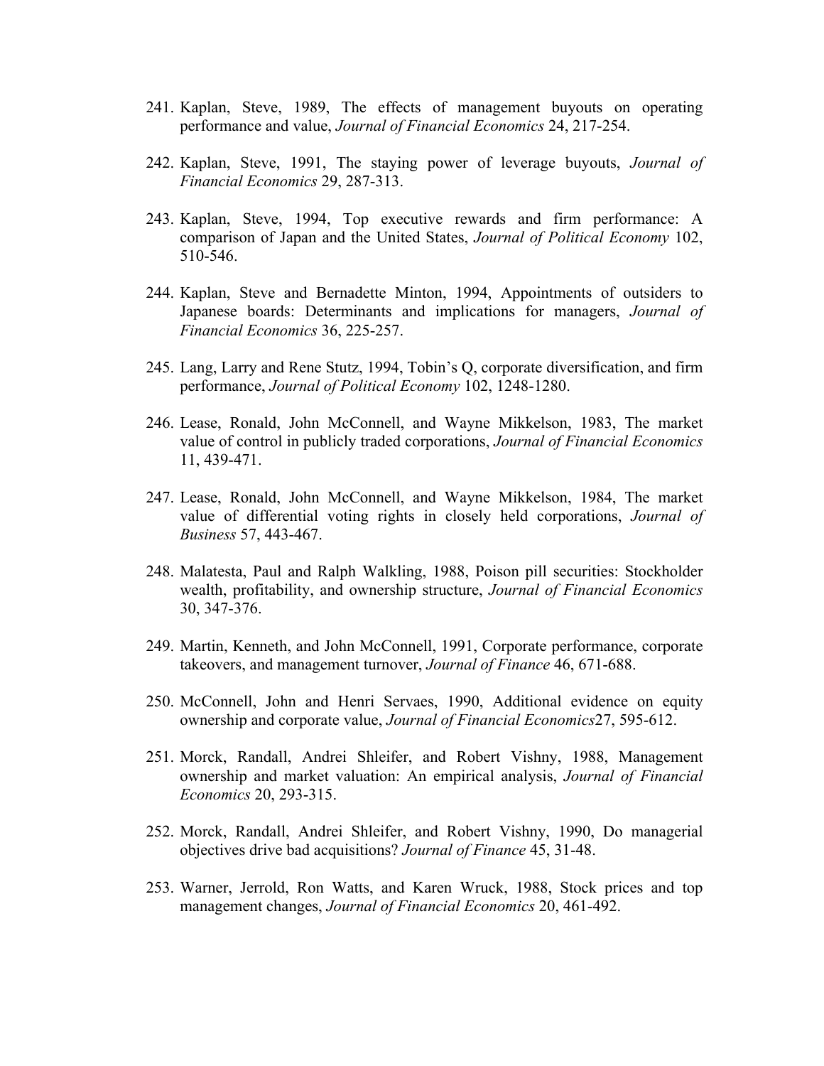241. Kaplan, Steve, 1989, The effects of management buyouts on operating performance and value, *Journal of Financial Economics* 24, 217-254.

242. Kaplan, Steve, 1991, The staying power of leverage buyouts, *Journal of Financial Economics* 29, 287-313.

243. Kaplan, Steve, 1994, Top executive rewards and firm performance: A comparison of Japan and the United States, *Journal of Political Economy* 102, 510-546.

244. Kaplan, Steve and Bernadette Minton, 1994, Appointments of outsiders to Japanese boards: Determinants and implications for managers, *Journal of Financial Economics* 36, 225-257.

245. Lang, Larry and Rene Stutz, 1994, Tobin's Q, corporate diversification, and firm performance, *Journal of Political Economy* 102, 1248-1280.

246. Lease, Ronald, John McConnell, and Wayne Mikkelson, 1983, The market value of control in publicly traded corporations, *Journal of Financial Economics* 11, 439-471.

247. Lease, Ronald, John McConnell, and Wayne Mikkelson, 1984, The market value of differential voting rights in closely held corporations, *Journal of Business* 57, 443-467.

248. Malatesta, Paul and Ralph Walkling, 1988, Poison pill securities: Stockholder wealth, profitability, and ownership structure, *Journal of Financial Economics* 30, 347-376.

249. Martin, Kenneth, and John McConnell, 1991, Corporate performance, corporate takeovers, and management turnover, *Journal of Finance* 46, 671-688.

250. McConnell, John and Henri Servaes, 1990, Additional evidence on equity ownership and corporate value, *Journal of Financial Economics*27, 595-612.

251. Morck, Randall, Andrei Shleifer, and Robert Vishny, 1988, Management ownership and market valuation: An empirical analysis, *Journal of Financial Economics* 20, 293-315.

252. Morck, Randall, Andrei Shleifer, and Robert Vishny, 1990, Do managerial objectives drive bad acquisitions? *Journal of Finance* 45, 31-48.

253. Warner, Jerrold, Ron Watts, and Karen Wruck, 1988, Stock prices and top management changes, *Journal of Financial Economics* 20, 461-492.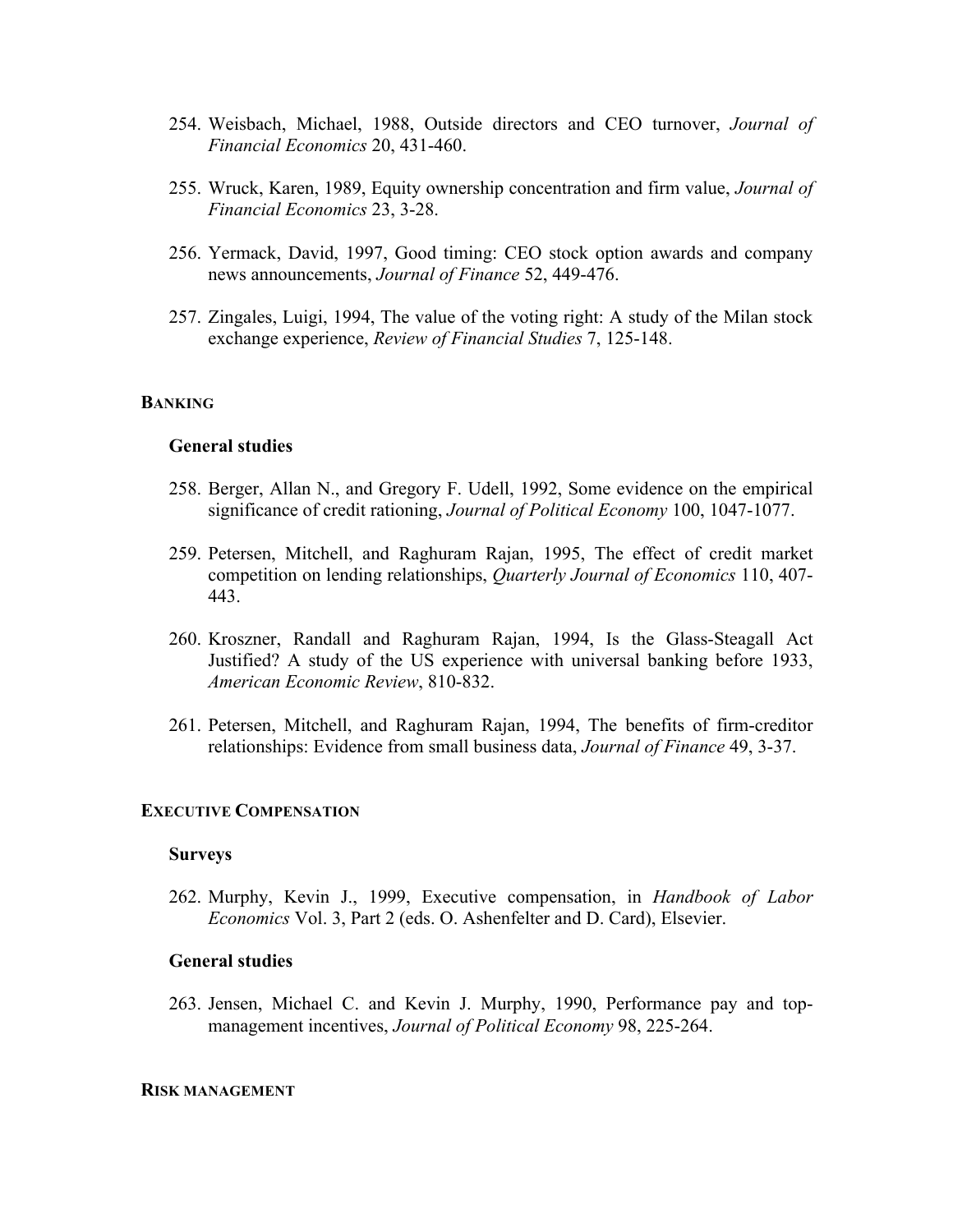254. Weisbach, Michael, 1988, Outside directors and CEO turnover, *Journal of Financial Economics* 20, 431-460.

255. Wruck, Karen, 1989, Equity ownership concentration and firm value, *Journal of Financial Economics* 23, 3-28.

256. Yermack, David, 1997, Good timing: CEO stock option awards and company news announcements, *Journal of Finance* 52, 449-476.

257. Zingales, Luigi, 1994, The value of the voting right: A study of the Milan stock exchange experience, *Review of Financial Studies* 7, 125-148.

## BANKING

### General studies

258. Berger, Allan N., and Gregory F. Udell, 1992, Some evidence on the empirical significance of credit rationing, *Journal of Political Economy* 100, 1047-1077.

259. Petersen, Mitchell, and Raghuram Rajan, 1995, The effect of credit market competition on lending relationships, *Quarterly Journal of Economics* 110, 407-443.

260. Kroszner, Randall and Raghuram Rajan, 1994, Is the Glass-Steagall Act Justified? A study of the US experience with universal banking before 1933, *American Economic Review*, 810-832.

261. Petersen, Mitchell, and Raghuram Rajan, 1994, The benefits of firm-creditor relationships: Evidence from small business data, *Journal of Finance* 49, 3-37.

## EXECUTIVE COMPENSATION

### Surveys

262. Murphy, Kevin J., 1999, Executive compensation, in *Handbook of Labor Economics* Vol. 3, Part 2 (eds. O. Ashenfelter and D. Card), Elsevier.

### General studies

263. Jensen, Michael C. and Kevin J. Murphy, 1990, Performance pay and top-management incentives, *Journal of Political Economy* 98, 225-264.

## RISK MANAGEMENT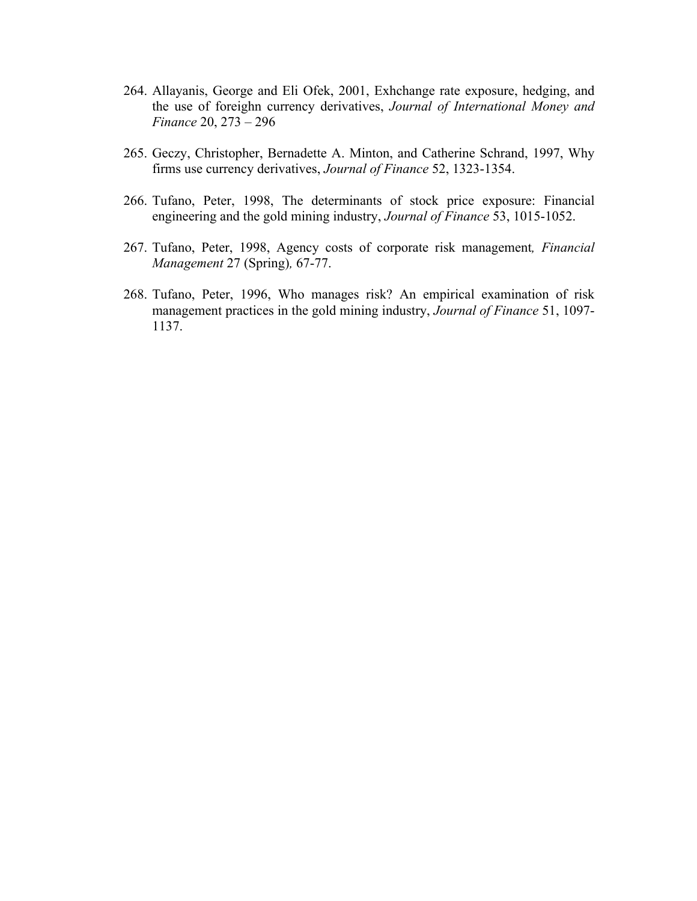264. Allayanis, George and Eli Ofek, 2001, Exhchange rate exposure, hedging, and the use of foreighn currency derivatives, *Journal of International Money and Finance* 20, 273 – 296

265. Geczy, Christopher, Bernadette A. Minton, and Catherine Schrand, 1997, Why firms use currency derivatives, *Journal of Finance* 52, 1323-1354.

266. Tufano, Peter, 1998, The determinants of stock price exposure: Financial engineering and the gold mining industry, *Journal of Finance* 53, 1015-1052.

267. Tufano, Peter, 1998, Agency costs of corporate risk management*, Financial Management* 27 (Spring)*,* 67-77.

268. Tufano, Peter, 1996, Who manages risk? An empirical examination of risk management practices in the gold mining industry, *Journal of Finance* 51, 1097-1137.